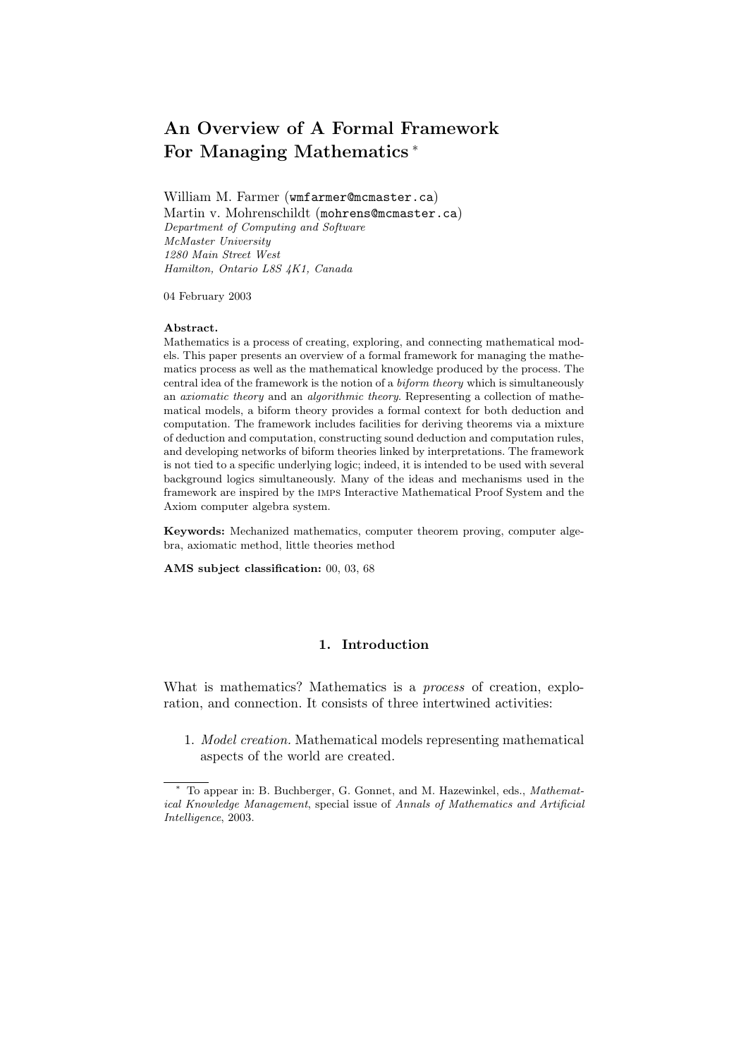# An Overview of A Formal Framework For Managing Mathematics [*]

William M. Farmer (`wmfarmer@mcmaster.ca`)
Martin v. Mohrenschildt (`mohrens@mcmaster.ca`)
*Department of Computing and Software*
*McMaster University*
*1280 Main Street West*
*Hamilton, Ontario L8S 4K1, Canada*

04 February 2003

**Abstract.**
Mathematics is a process of creating, exploring, and connecting mathematical models. This paper presents an overview of a formal framework for managing the mathematics process as well as the mathematical knowledge produced by the process. The central idea of the framework is the notion of a *biform theory* which is simultaneously an *axiomatic theory* and an *algorithmic theory*. Representing a collection of mathematical models, a biform theory provides a formal context for both deduction and computation. The framework includes facilities for deriving theorems via a mixture of deduction and computation, constructing sound deduction and computation rules, and developing networks of biform theories linked by interpretations. The framework is not tied to a specific underlying logic; indeed, it is intended to be used with several background logics simultaneously. Many of the ideas and mechanisms used in the framework are inspired by the IMPS Interactive Mathematical Proof System and the Axiom computer algebra system.

**Keywords:** Mechanized mathematics, computer theorem proving, computer algebra, axiomatic method, little theories method

**AMS subject classification:** 00, 03, 68

## 1. Introduction

What is mathematics? Mathematics is a *process* of creation, exploration, and connection. It consists of three intertwined activities:

1. *Model creation.* Mathematical models representing mathematical aspects of the world are created.

[*] To appear in: B. Buchberger, G. Gonnet, and M. Hazewinkel, eds., *Mathematical Knowledge Management*, special issue of *Annals of Mathematics and Artificial Intelligence*, 2003.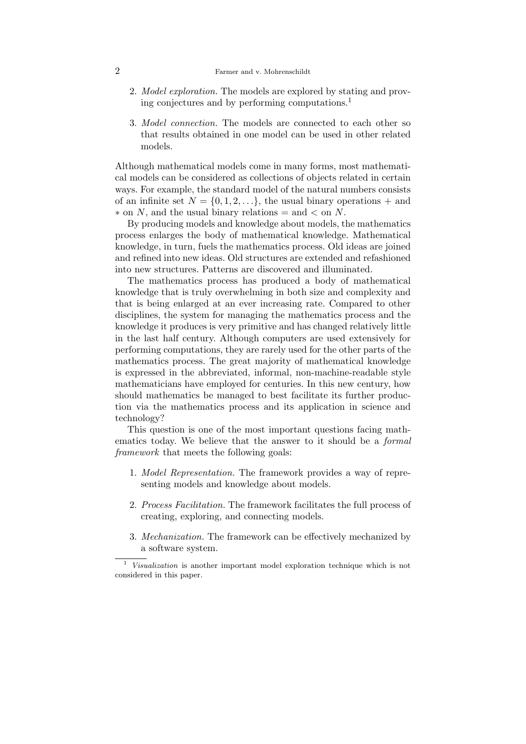2. *Model exploration.* The models are explored by stating and proving conjectures and by performing computations.[1]

3. *Model connection.* The models are connected to each other so that results obtained in one model can be used in other related models.

Although mathematical models come in many forms, most mathematical models can be considered as collections of objects related in certain ways. For example, the standard model of the natural numbers consists of an infinite set $N = \{0, 1, 2, \ldots\}$, the usual binary operations $+$ and $*$ on $N$, and the usual binary relations $=$ and $<$ on $N$.

By producing models and knowledge about models, the mathematics process enlarges the body of mathematical knowledge. Mathematical knowledge, in turn, fuels the mathematics process. Old ideas are joined and refined into new ideas. Old structures are extended and refashioned into new structures. Patterns are discovered and illuminated.

The mathematics process has produced a body of mathematical knowledge that is truly overwhelming in both size and complexity and that is being enlarged at an ever increasing rate. Compared to other disciplines, the system for managing the mathematics process and the knowledge it produces is very primitive and has changed relatively little in the last half century. Although computers are used extensively for performing computations, they are rarely used for the other parts of the mathematics process. The great majority of mathematical knowledge is expressed in the abbreviated, informal, non-machine-readable style mathematicians have employed for centuries. In this new century, how should mathematics be managed to best facilitate its further production via the mathematics process and its application in science and technology?

This question is one of the most important questions facing mathematics today. We believe that the answer to it should be a *formal framework* that meets the following goals:

1. *Model Representation.* The framework provides a way of representing models and knowledge about models.

2. *Process Facilitation.* The framework facilitates the full process of creating, exploring, and connecting models.

3. *Mechanization.* The framework can be effectively mechanized by a software system.

[1] *Visualization* is another important model exploration technique which is not considered in this paper.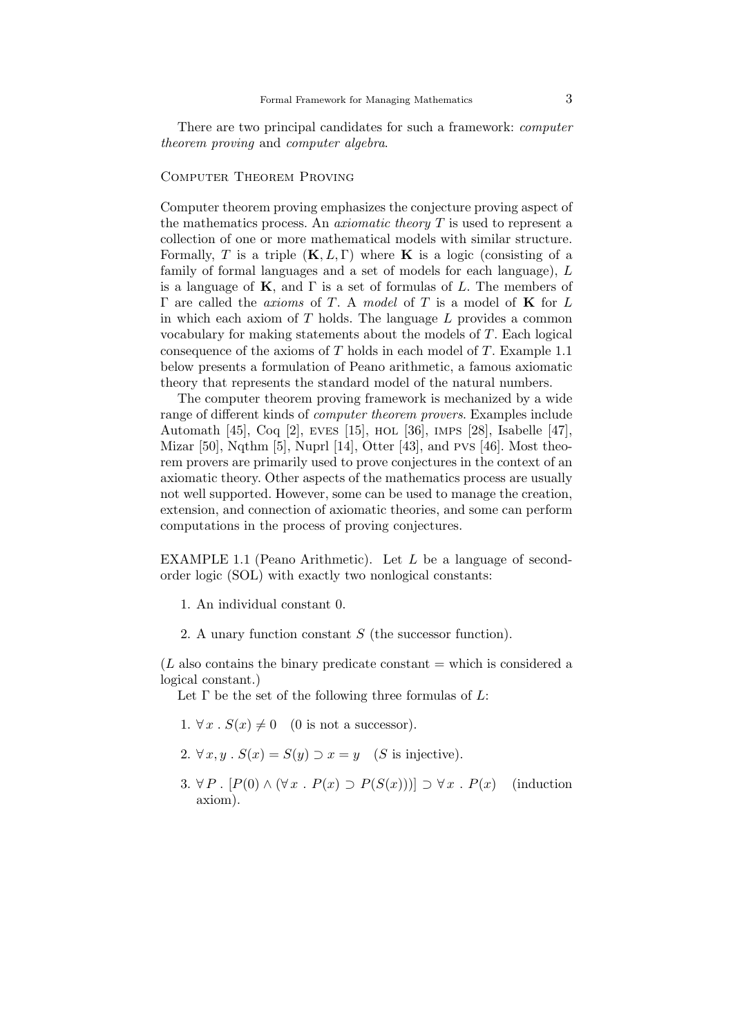There are two principal candidates for such a framework: *computer theorem proving* and *computer algebra*.

### Computer Theorem Proving

Computer theorem proving emphasizes the conjecture proving aspect of the mathematics process. An *axiomatic theory* $T$ is used to represent a collection of one or more mathematical models with similar structure. Formally, $T$ is a triple $(\mathbf{K}, L, \Gamma)$ where $\mathbf{K}$ is a logic (consisting of a family of formal languages and a set of models for each language), $L$ is a language of $\mathbf{K}$, and $\Gamma$ is a set of formulas of $L$. The members of $\Gamma$ are called the *axioms* of $T$. A *model* of $T$ is a model of $\mathbf{K}$ for $L$ in which each axiom of $T$ holds. The language $L$ provides a common vocabulary for making statements about the models of $T$. Each logical consequence of the axioms of $T$ holds in each model of $T$. Example 1.1 below presents a formulation of Peano arithmetic, a famous axiomatic theory that represents the standard model of the natural numbers.

The computer theorem proving framework is mechanized by a wide range of different kinds of *computer theorem provers*. Examples include Automath [45], Coq [2], EVES [15], HOL [36], IMPS [28], Isabelle [47], Mizar [50], Nqthm [5], Nuprl [14], Otter [43], and PVS [46]. Most theorem provers are primarily used to prove conjectures in the context of an axiomatic theory. Other aspects of the mathematics process are usually not well supported. However, some can be used to manage the creation, extension, and connection of axiomatic theories, and some can perform computations in the process of proving conjectures.

EXAMPLE 1.1 (Peano Arithmetic). Let $L$ be a language of second-order logic (SOL) with exactly two nonlogical constants:

1. An individual constant 0.
2. A unary function constant $S$ (the successor function).

($L$ also contains the binary predicate constant $=$ which is considered a logical constant.)

Let $\Gamma$ be the set of the following three formulas of $L$:

1. $\forall\, x \,.\, S(x) \neq 0$ (0 is not a successor).
2. $\forall\, x, y \,.\, S(x) = S(y) \supset x = y$ ($S$ is injective).
3. $\forall\, P \,.\, [P(0) \wedge (\forall\, x \,.\, P(x) \supset P(S(x)))] \supset \forall\, x \,.\, P(x)$ (induction axiom).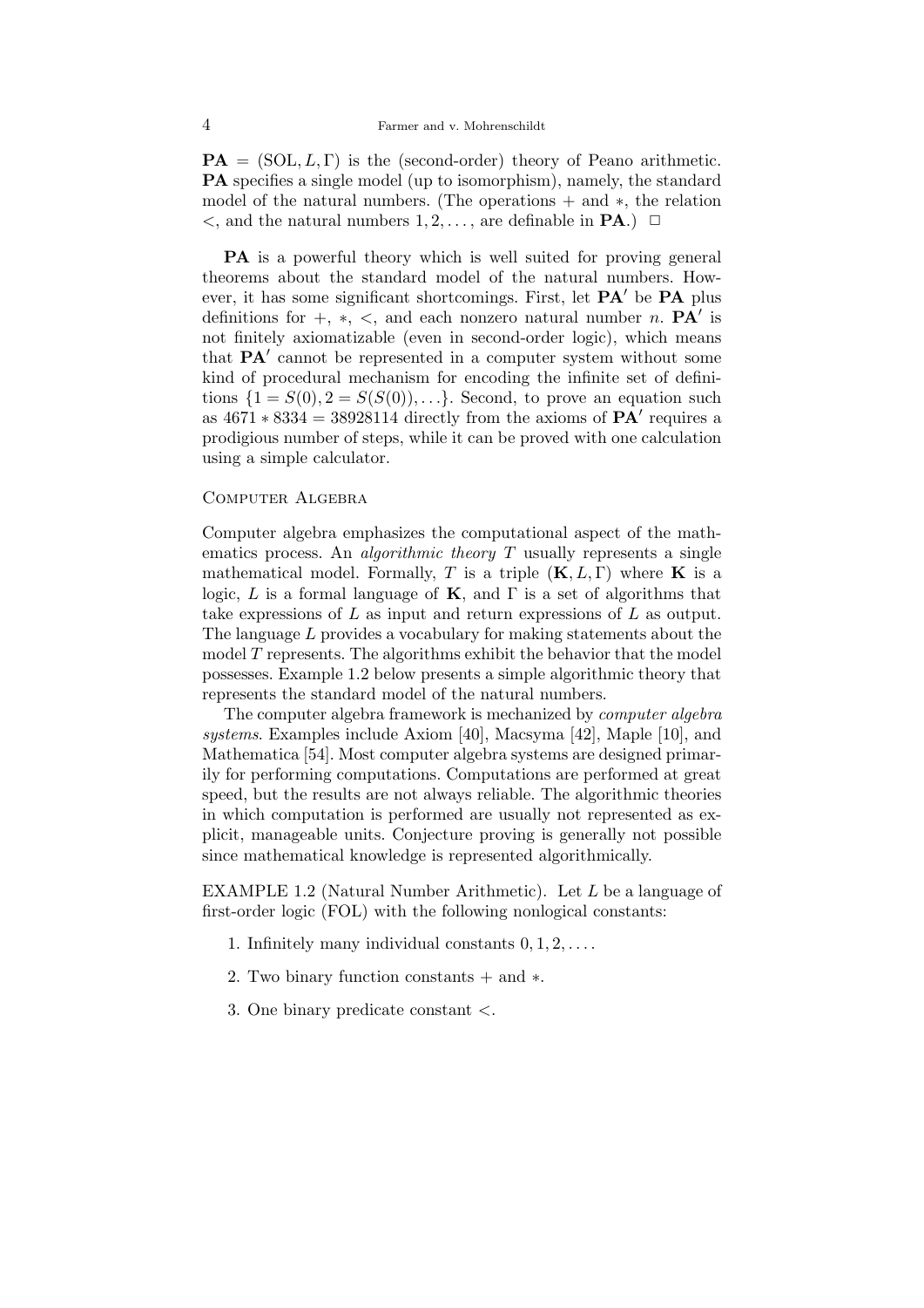$\mathbf{PA} = (\mathrm{SOL}, L, \Gamma)$ is the (second-order) theory of Peano arithmetic. **PA** specifies a single model (up to isomorphism), namely, the standard model of the natural numbers. (The operations $+$ and $*$, the relation $<$, and the natural numbers $1, 2, \ldots$, are definable in **PA**.) $\Box$

**PA** is a powerful theory which is well suited for proving general theorems about the standard model of the natural numbers. However, it has some significant shortcomings. First, let $\mathbf{PA}'$ be **PA** plus definitions for $+$, $*$, $<$, and each nonzero natural number $n$. $\mathbf{PA}'$ is not finitely axiomatizable (even in second-order logic), which means that $\mathbf{PA}'$ cannot be represented in a computer system without some kind of procedural mechanism for encoding the infinite set of definitions $\{1 = S(0), 2 = S(S(0)), \ldots\}$. Second, to prove an equation such as $4671 * 8334 = 38928114$ directly from the axioms of $\mathbf{PA}'$ requires a prodigious number of steps, while it can be proved with one calculation using a simple calculator.

## Computer Algebra

Computer algebra emphasizes the computational aspect of the mathematics process. An *algorithmic theory* $T$ usually represents a single mathematical model. Formally, $T$ is a triple $(\mathbf{K}, L, \Gamma)$ where $\mathbf{K}$ is a logic, $L$ is a formal language of $\mathbf{K}$, and $\Gamma$ is a set of algorithms that take expressions of $L$ as input and return expressions of $L$ as output. The language $L$ provides a vocabulary for making statements about the model $T$ represents. The algorithms exhibit the behavior that the model possesses. Example 1.2 below presents a simple algorithmic theory that represents the standard model of the natural numbers.

The computer algebra framework is mechanized by *computer algebra systems*. Examples include Axiom [40], Macsyma [42], Maple [10], and Mathematica [54]. Most computer algebra systems are designed primarily for performing computations. Computations are performed at great speed, but the results are not always reliable. The algorithmic theories in which computation is performed are usually not represented as explicit, manageable units. Conjecture proving is generally not possible since mathematical knowledge is represented algorithmically.

EXAMPLE 1.2 (Natural Number Arithmetic). Let $L$ be a language of first-order logic (FOL) with the following nonlogical constants:

1. Infinitely many individual constants $0, 1, 2, \ldots$.
2. Two binary function constants $+$ and $*$.
3. One binary predicate constant $<$.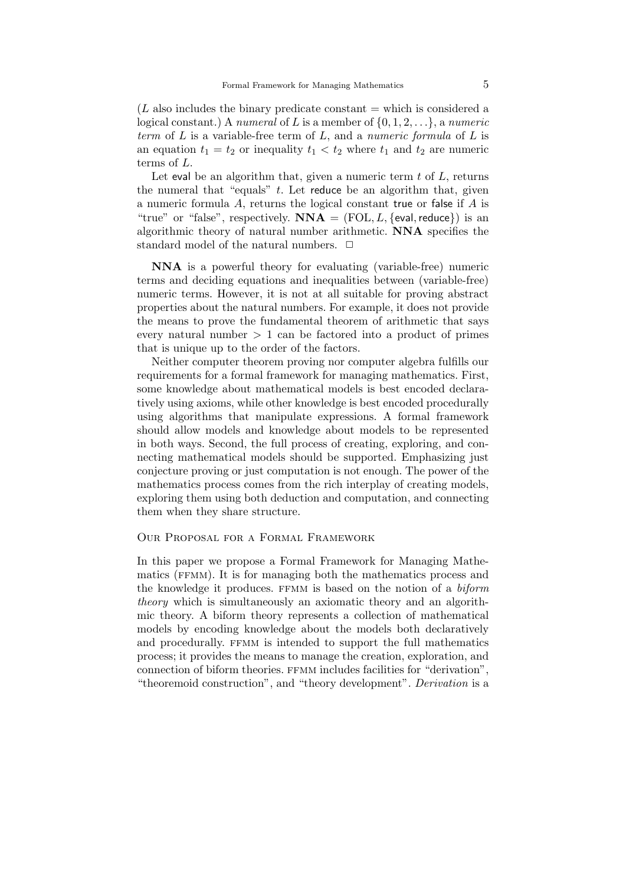($L$ also includes the binary predicate constant = which is considered a logical constant.) A *numeral* of $L$ is a member of $\{0, 1, 2, \ldots\}$, a *numeric term* of $L$ is a variable-free term of $L$, and a *numeric formula* of $L$ is an equation $t_1 = t_2$ or inequality $t_1 < t_2$ where $t_1$ and $t_2$ are numeric terms of $L$.

Let eval be an algorithm that, given a numeric term $t$ of $L$, returns the numeral that "equals" $t$. Let reduce be an algorithm that, given a numeric formula $A$, returns the logical constant true or false if $A$ is "true" or "false", respectively. $\mathbf{NNA} = (\mathrm{FOL}, L, \{\mathsf{eval}, \mathsf{reduce}\})$ is an algorithmic theory of natural number arithmetic. **NNA** specifies the standard model of the natural numbers. $\Box$

**NNA** is a powerful theory for evaluating (variable-free) numeric terms and deciding equations and inequalities between (variable-free) numeric terms. However, it is not at all suitable for proving abstract properties about the natural numbers. For example, it does not provide the means to prove the fundamental theorem of arithmetic that says every natural number $> 1$ can be factored into a product of primes that is unique up to the order of the factors.

Neither computer theorem proving nor computer algebra fulfills our requirements for a formal framework for managing mathematics. First, some knowledge about mathematical models is best encoded declaratively using axioms, while other knowledge is best encoded procedurally using algorithms that manipulate expressions. A formal framework should allow models and knowledge about models to be represented in both ways. Second, the full process of creating, exploring, and connecting mathematical models should be supported. Emphasizing just conjecture proving or just computation is not enough. The power of the mathematics process comes from the rich interplay of creating models, exploring them using both deduction and computation, and connecting them when they share structure.

## Our Proposal for a Formal Framework

In this paper we propose a Formal Framework for Managing Mathematics (FFMM). It is for managing both the mathematics process and the knowledge it produces. FFMM is based on the notion of a *biform theory* which is simultaneously an axiomatic theory and an algorithmic theory. A biform theory represents a collection of mathematical models by encoding knowledge about the models both declaratively and procedurally. FFMM is intended to support the full mathematics process; it provides the means to manage the creation, exploration, and connection of biform theories. FFMM includes facilities for "derivation", "theoremoid construction", and "theory development". *Derivation* is a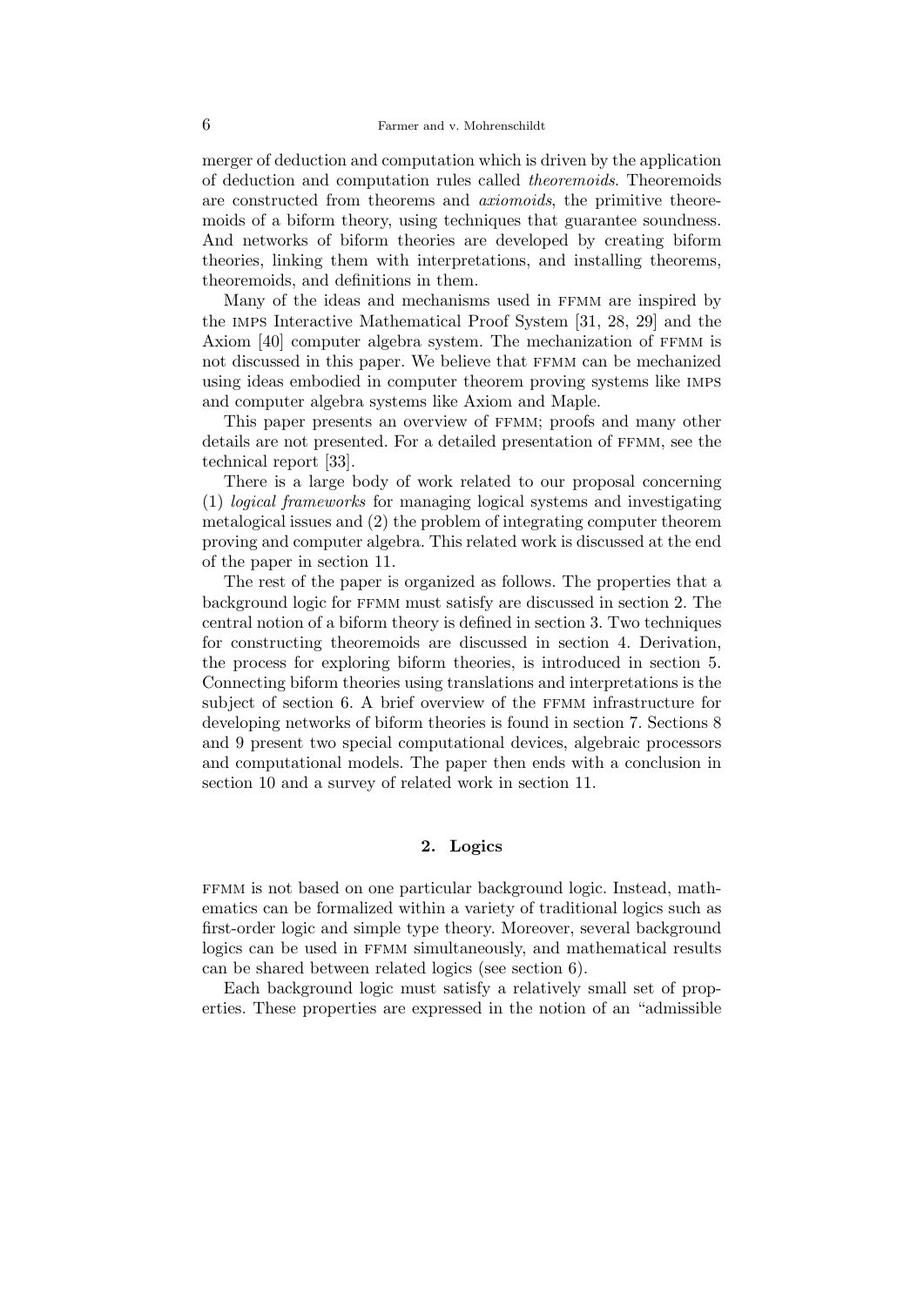merger of deduction and computation which is driven by the application of deduction and computation rules called *theoremoids*. Theoremoids are constructed from theorems and *axiomoids*, the primitive theoremoids of a biform theory, using techniques that guarantee soundness. And networks of biform theories are developed by creating biform theories, linking them with interpretations, and installing theorems, theoremoids, and definitions in them.

Many of the ideas and mechanisms used in FFMM are inspired by the IMPS Interactive Mathematical Proof System [31, 28, 29] and the Axiom [40] computer algebra system. The mechanization of FFMM is not discussed in this paper. We believe that FFMM can be mechanized using ideas embodied in computer theorem proving systems like IMPS and computer algebra systems like Axiom and Maple.

This paper presents an overview of FFMM; proofs and many other details are not presented. For a detailed presentation of FFMM, see the technical report [33].

There is a large body of work related to our proposal concerning (1) *logical frameworks* for managing logical systems and investigating metalogical issues and (2) the problem of integrating computer theorem proving and computer algebra. This related work is discussed at the end of the paper in section 11.

The rest of the paper is organized as follows. The properties that a background logic for FFMM must satisfy are discussed in section 2. The central notion of a biform theory is defined in section 3. Two techniques for constructing theoremoids are discussed in section 4. Derivation, the process for exploring biform theories, is introduced in section 5. Connecting biform theories using translations and interpretations is the subject of section 6. A brief overview of the FFMM infrastructure for developing networks of biform theories is found in section 7. Sections 8 and 9 present two special computational devices, algebraic processors and computational models. The paper then ends with a conclusion in section 10 and a survey of related work in section 11.

## 2. Logics

FFMM is not based on one particular background logic. Instead, mathematics can be formalized within a variety of traditional logics such as first-order logic and simple type theory. Moreover, several background logics can be used in FFMM simultaneously, and mathematical results can be shared between related logics (see section 6).

Each background logic must satisfy a relatively small set of properties. These properties are expressed in the notion of an "admissible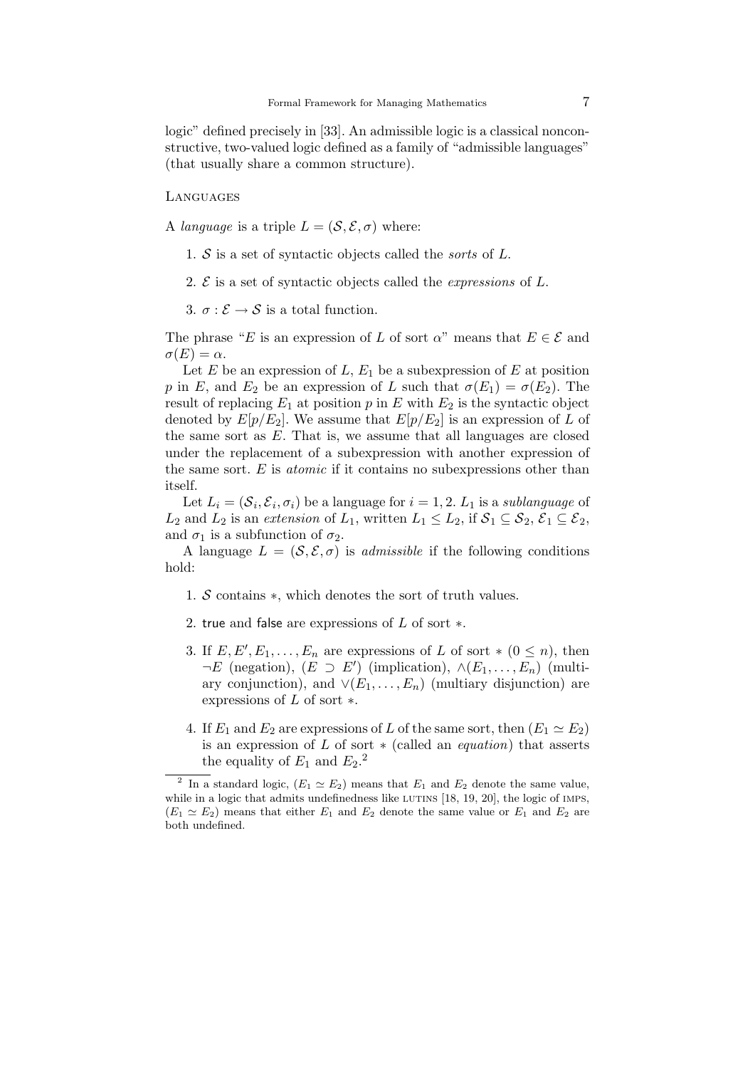logic" defined precisely in [33]. An admissible logic is a classical nonconstructive, two-valued logic defined as a family of "admissible languages" (that usually share a common structure).

### Languages

A *language* is a triple $L = (\mathcal{S}, \mathcal{E}, \sigma)$ where:

1. $\mathcal{S}$ is a set of syntactic objects called the *sorts* of $L$.
2. $\mathcal{E}$ is a set of syntactic objects called the *expressions* of $L$.
3. $\sigma : \mathcal{E} \rightarrow \mathcal{S}$ is a total function.

The phrase "$E$ is an expression of $L$ of sort $\alpha$" means that $E \in \mathcal{E}$ and $\sigma(E) = \alpha$.

Let $E$ be an expression of $L$, $E_1$ be a subexpression of $E$ at position $p$ in $E$, and $E_2$ be an expression of $L$ such that $\sigma(E_1) = \sigma(E_2)$. The result of replacing $E_1$ at position $p$ in $E$ with $E_2$ is the syntactic object denoted by $E[p/E_2]$. We assume that $E[p/E_2]$ is an expression of $L$ of the same sort as $E$. That is, we assume that all languages are closed under the replacement of a subexpression with another expression of the same sort. $E$ is *atomic* if it contains no subexpressions other than itself.

Let $L_i = (\mathcal{S}_i, \mathcal{E}_i, \sigma_i)$ be a language for $i = 1, 2$. $L_1$ is a *sublanguage* of $L_2$ and $L_2$ is an *extension* of $L_1$, written $L_1 \leq L_2$, if $\mathcal{S}_1 \subseteq \mathcal{S}_2$, $\mathcal{E}_1 \subseteq \mathcal{E}_2$, and $\sigma_1$ is a subfunction of $\sigma_2$.

A language $L = (\mathcal{S}, \mathcal{E}, \sigma)$ is *admissible* if the following conditions hold:

1. $\mathcal{S}$ contains $*$, which denotes the sort of truth values.
2. $\mathsf{true}$ and $\mathsf{false}$ are expressions of $L$ of sort $*$.
3. If $E, E', E_1, \ldots, E_n$ are expressions of $L$ of sort $*$ $(0 \leq n)$, then $\neg E$ (negation), $(E \supset E')$ (implication), $\wedge(E_1, \ldots, E_n)$ (multiary conjunction), and $\vee(E_1, \ldots, E_n)$ (multiary disjunction) are expressions of $L$ of sort $*$.
4. If $E_1$ and $E_2$ are expressions of $L$ of the same sort, then $(E_1 \simeq E_2)$ is an expression of $L$ of sort $*$ (called an *equation*) that asserts the equality of $E_1$ and $E_2$.[2]

[2] In a standard logic, $(E_1 \simeq E_2)$ means that $E_1$ and $E_2$ denote the same value, while in a logic that admits undefinedness like LUTINS [18, 19, 20], the logic of IMPS, $(E_1 \simeq E_2)$ means that either $E_1$ and $E_2$ denote the same value or $E_1$ and $E_2$ are both undefined.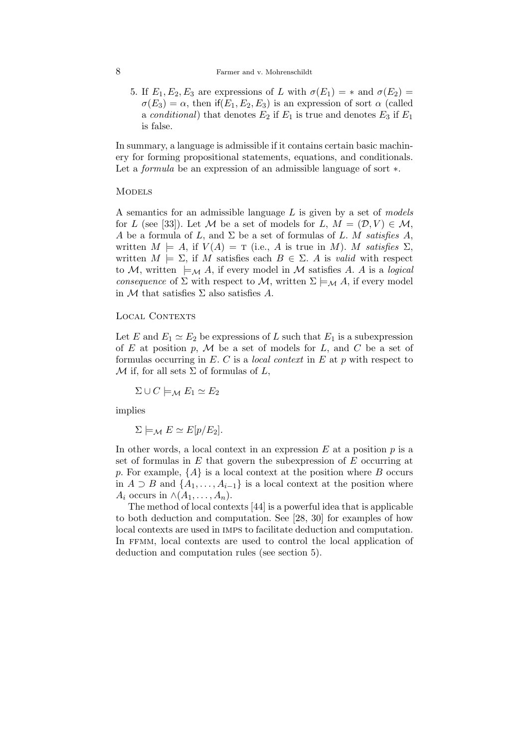5. If $E_1, E_2, E_3$ are expressions of $L$ with $\sigma(E_1) = *$ and $\sigma(E_2) = \sigma(E_3) = \alpha$, then $\mathsf{if}(E_1, E_2, E_3)$ is an expression of sort $\alpha$ (called a *conditional*) that denotes $E_2$ if $E_1$ is true and denotes $E_3$ if $E_1$ is false.

In summary, a language is admissible if it contains certain basic machinery for forming propositional statements, equations, and conditionals. Let a *formula* be an expression of an admissible language of sort $*$.

### Models

A semantics for an admissible language $L$ is given by a set of *models* for $L$ (see [33]). Let $\mathcal{M}$ be a set of models for $L$, $M = (\mathcal{D}, V) \in \mathcal{M}$, $A$ be a formula of $L$, and $\Sigma$ be a set of formulas of $L$. $M$ *satisfies* $A$, written $M \models A$, if $V(A) = \mathrm{T}$ (i.e., $A$ is true in $M$). $M$ *satisfies* $\Sigma$, written $M \models \Sigma$, if $M$ satisfies each $B \in \Sigma$. $A$ is *valid* with respect to $\mathcal{M}$, written $\models_{\mathcal{M}} A$, if every model in $\mathcal{M}$ satisfies $A$. $A$ is a *logical consequence* of $\Sigma$ with respect to $\mathcal{M}$, written $\Sigma \models_{\mathcal{M}} A$, if every model in $\mathcal{M}$ that satisfies $\Sigma$ also satisfies $A$.

### Local Contexts

Let $E$ and $E_1 \simeq E_2$ be expressions of $L$ such that $E_1$ is a subexpression of $E$ at position $p$, $\mathcal{M}$ be a set of models for $L$, and $C$ be a set of formulas occurring in $E$. $C$ is a *local context* in $E$ at $p$ with respect to $\mathcal{M}$ if, for all sets $\Sigma$ of formulas of $L$,

$$\Sigma \cup C \models_{\mathcal{M}} E_1 \simeq E_2$$

implies

$$\Sigma \models_{\mathcal{M}} E \simeq E[p/E_2].$$

In other words, a local context in an expression $E$ at a position $p$ is a set of formulas in $E$ that govern the subexpression of $E$ occurring at $p$. For example, $\{A\}$ is a local context at the position where $B$ occurs in $A \supset B$ and $\{A_1, \ldots, A_{i-1}\}$ is a local context at the position where $A_i$ occurs in $\wedge(A_1, \ldots, A_n)$.

The method of local contexts [44] is a powerful idea that is applicable to both deduction and computation. See [28, 30] for examples of how local contexts are used in IMPS to facilitate deduction and computation. In FFMM, local contexts are used to control the local application of deduction and computation rules (see section 5).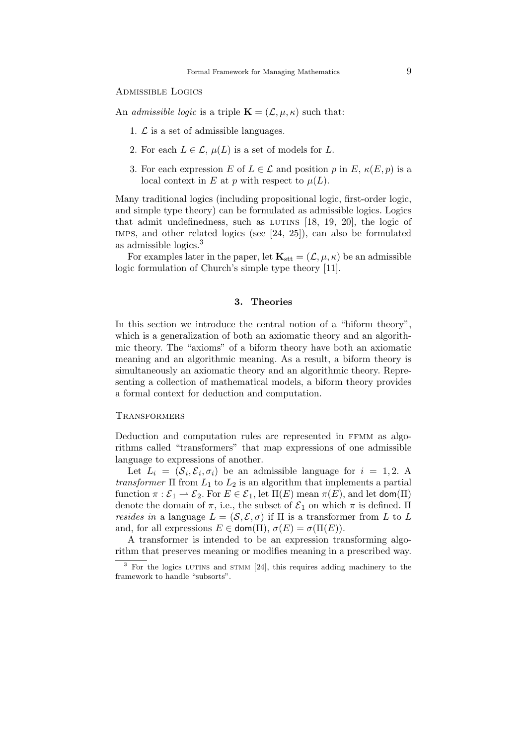### Admissible Logics

An *admissible logic* is a triple $\mathbf{K} = (\mathcal{L}, \mu, \kappa)$ such that:

1. $\mathcal{L}$ is a set of admissible languages.
2. For each $L \in \mathcal{L}$, $\mu(L)$ is a set of models for $L$.
3. For each expression $E$ of $L \in \mathcal{L}$ and position $p$ in $E$, $\kappa(E, p)$ is a local context in $E$ at $p$ with respect to $\mu(L)$.

Many traditional logics (including propositional logic, first-order logic, and simple type theory) can be formulated as admissible logics. Logics that admit undefinedness, such as LUTINS [18, 19, 20], the logic of IMPS, and other related logics (see [24, 25]), can also be formulated as admissible logics.[3]

For examples later in the paper, let $\mathbf{K}_{\rm stt} = (\mathcal{L}, \mu, \kappa)$ be an admissible logic formulation of Church's simple type theory [11].

## 3. Theories

In this section we introduce the central notion of a "biform theory", which is a generalization of both an axiomatic theory and an algorithmic theory. The "axioms" of a biform theory have both an axiomatic meaning and an algorithmic meaning. As a result, a biform theory is simultaneously an axiomatic theory and an algorithmic theory. Representing a collection of mathematical models, a biform theory provides a formal context for deduction and computation.

### Transformers

Deduction and computation rules are represented in FFMM as algorithms called "transformers" that map expressions of one admissible language to expressions of another.

Let $L_i = (\mathcal{S}_i, \mathcal{E}_i, \sigma_i)$ be an admissible language for $i = 1, 2$. A *transformer* $\Pi$ from $L_1$ to $L_2$ is an algorithm that implements a partial function $\pi : \mathcal{E}_1 \rightharpoonup \mathcal{E}_2$. For $E \in \mathcal{E}_1$, let $\Pi(E)$ mean $\pi(E)$, and let $\mathsf{dom}(\Pi)$ denote the domain of $\pi$, i.e., the subset of $\mathcal{E}_1$ on which $\pi$ is defined. $\Pi$ *resides in* a language $L = (\mathcal{S}, \mathcal{E}, \sigma)$ if $\Pi$ is a transformer from $L$ to $L$ and, for all expressions $E \in \mathsf{dom}(\Pi)$, $\sigma(E) = \sigma(\Pi(E))$.

A transformer is intended to be an expression transforming algorithm that preserves meaning or modifies meaning in a prescribed way.

[3] For the logics LUTINS and STMM [24], this requires adding machinery to the framework to handle "subsorts".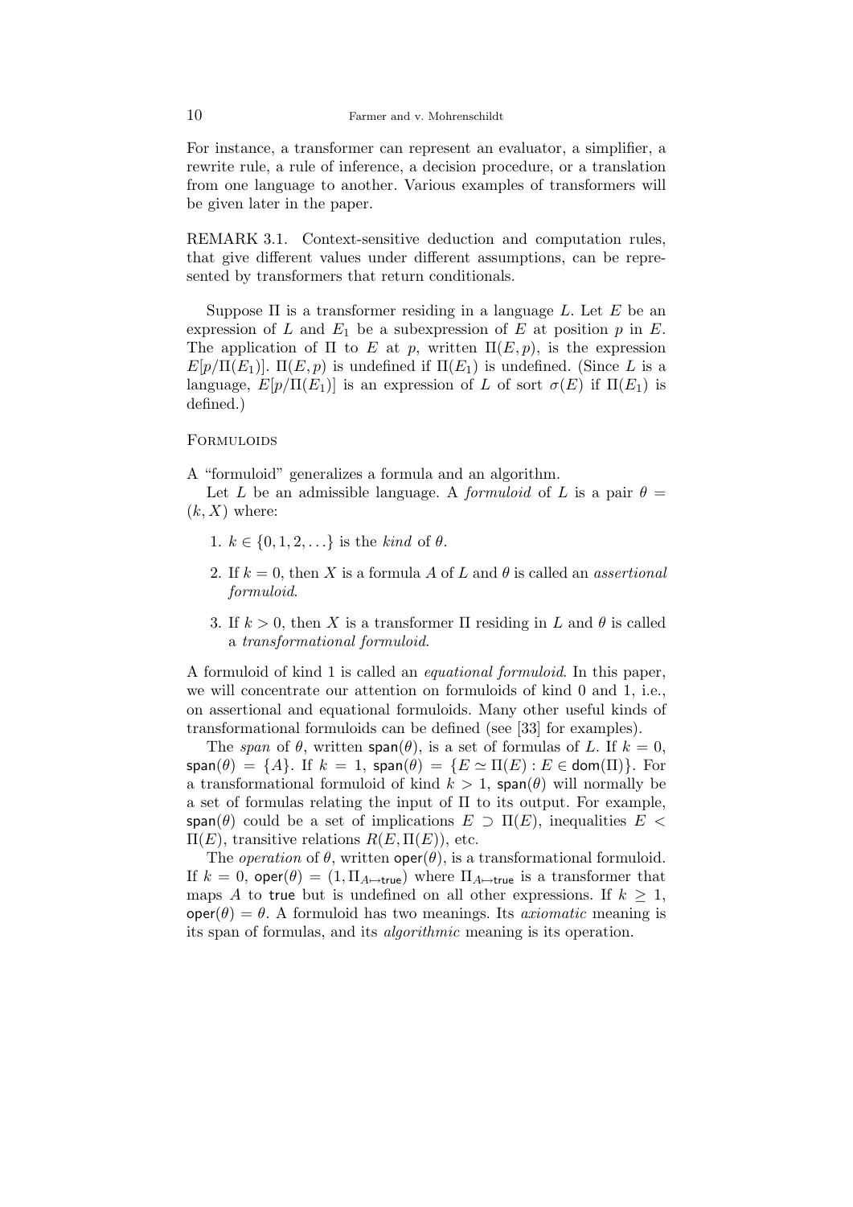For instance, a transformer can represent an evaluator, a simplifier, a rewrite rule, a rule of inference, a decision procedure, or a translation from one language to another. Various examples of transformers will be given later in the paper.

REMARK 3.1. Context-sensitive deduction and computation rules, that give different values under different assumptions, can be represented by transformers that return conditionals.

Suppose $\Pi$ is a transformer residing in a language $L$. Let $E$ be an expression of $L$ and $E_1$ be a subexpression of $E$ at position $p$ in $E$. The application of $\Pi$ to $E$ at $p$, written $\Pi(E, p)$, is the expression $E[p/\Pi(E_1)]$. $\Pi(E, p)$ is undefined if $\Pi(E_1)$ is undefined. (Since $L$ is a language, $E[p/\Pi(E_1)]$ is an expression of $L$ of sort $\sigma(E)$ if $\Pi(E_1)$ is defined.)

## Formuloids

A "formuloid" generalizes a formula and an algorithm.

Let $L$ be an admissible language. A *formuloid* of $L$ is a pair $\theta = (k, X)$ where:

1. $k \in \{0, 1, 2, \ldots\}$ is the *kind* of $\theta$.
2. If $k = 0$, then $X$ is a formula $A$ of $L$ and $\theta$ is called an *assertional formuloid*.
3. If $k > 0$, then $X$ is a transformer $\Pi$ residing in $L$ and $\theta$ is called a *transformational formuloid*.

A formuloid of kind 1 is called an *equational formuloid*. In this paper, we will concentrate our attention on formuloids of kind 0 and 1, i.e., on assertional and equational formuloids. Many other useful kinds of transformational formuloids can be defined (see [33] for examples).

The *span* of $\theta$, written $\mathsf{span}(\theta)$, is a set of formulas of $L$. If $k = 0$, $\mathsf{span}(\theta) = \{A\}$. If $k = 1$, $\mathsf{span}(\theta) = \{E \simeq \Pi(E) : E \in \mathsf{dom}(\Pi)\}$. For a transformational formuloid of kind $k > 1$, $\mathsf{span}(\theta)$ will normally be a set of formulas relating the input of $\Pi$ to its output. For example, $\mathsf{span}(\theta)$ could be a set of implications $E \supset \Pi(E)$, inequalities $E < \Pi(E)$, transitive relations $R(E, \Pi(E))$, etc.

The *operation* of $\theta$, written $\mathsf{oper}(\theta)$, is a transformational formuloid. If $k = 0$, $\mathsf{oper}(\theta) = (1, \Pi_{A \mapsto \mathsf{true}})$ where $\Pi_{A \mapsto \mathsf{true}}$ is a transformer that maps $A$ to $\mathsf{true}$ but is undefined on all other expressions. If $k \geq 1$, $\mathsf{oper}(\theta) = \theta$. A formuloid has two meanings. Its *axiomatic* meaning is its span of formulas, and its *algorithmic* meaning is its operation.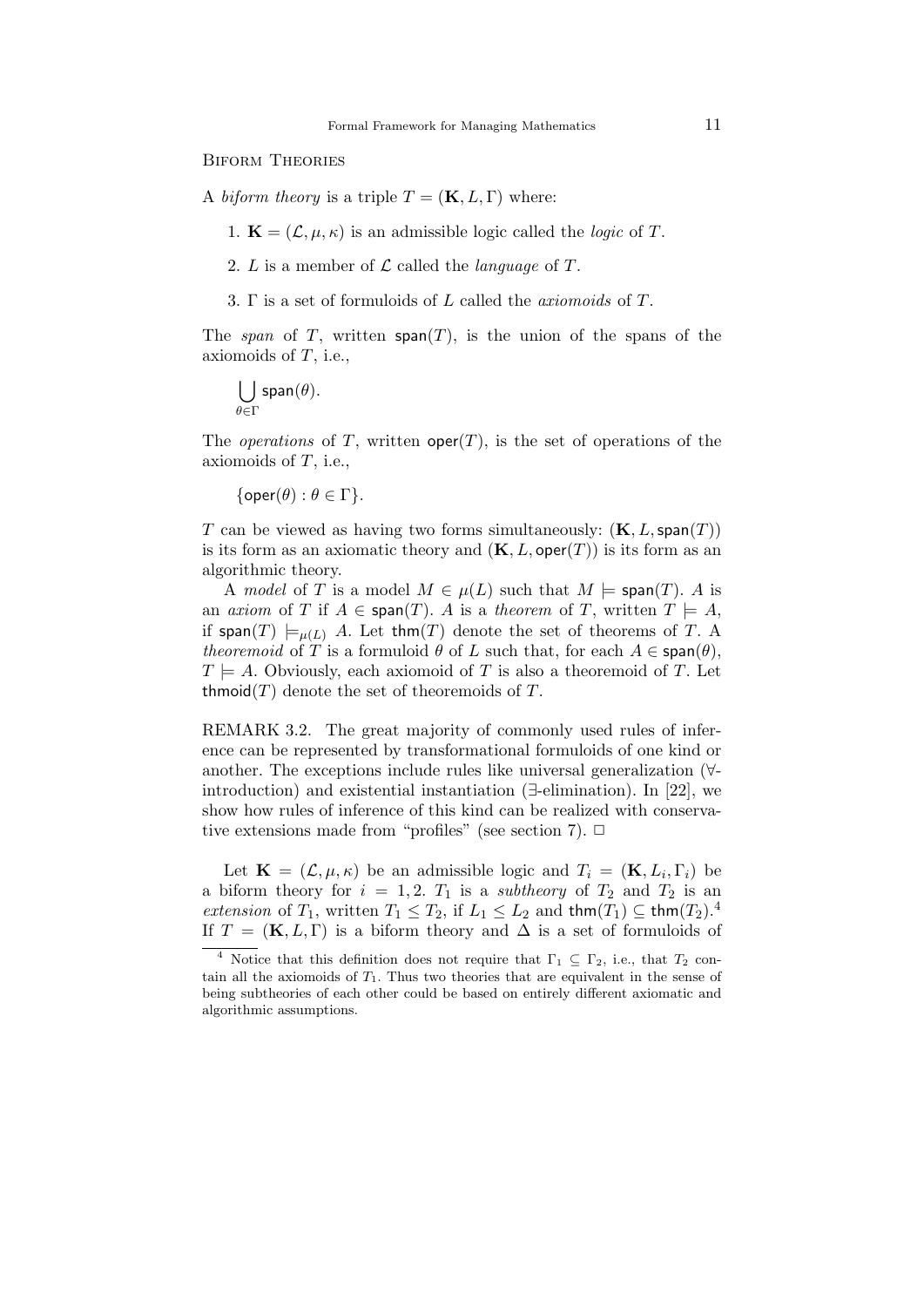## Biform Theories

A *biform theory* is a triple $T = (\mathbf{K}, L, \Gamma)$ where:

1. $\mathbf{K} = (\mathcal{L}, \mu, \kappa)$ is an admissible logic called the *logic* of $T$.
2. $L$ is a member of $\mathcal{L}$ called the *language* of $T$.
3. $\Gamma$ is a set of formuloids of $L$ called the *axiomoids* of $T$.

The *span* of $T$, written $\mathsf{span}(T)$, is the union of the spans of the axiomoids of $T$, i.e.,

$$\bigcup_{\theta \in \Gamma} \mathsf{span}(\theta).$$

The *operations* of $T$, written $\mathsf{oper}(T)$, is the set of operations of the axiomoids of $T$, i.e.,

$$\{\mathsf{oper}(\theta) : \theta \in \Gamma\}.$$

$T$ can be viewed as having two forms simultaneously: $(\mathbf{K}, L, \mathsf{span}(T))$ is its form as an axiomatic theory and $(\mathbf{K}, L, \mathsf{oper}(T))$ is its form as an algorithmic theory.

A *model* of $T$ is a model $M \in \mu(L)$ such that $M \models \mathsf{span}(T)$. $A$ is an *axiom* of $T$ if $A \in \mathsf{span}(T)$. $A$ is a *theorem* of $T$, written $T \models A$, if $\mathsf{span}(T) \models_{\mu(L)} A$. Let $\mathsf{thm}(T)$ denote the set of theorems of $T$. A *theoremoid* of $T$ is a formuloid $\theta$ of $L$ such that, for each $A \in \mathsf{span}(\theta)$, $T \models A$. Obviously, each axiomoid of $T$ is also a theoremoid of $T$. Let $\mathsf{thmoid}(T)$ denote the set of theoremoids of $T$.

REMARK 3.2. The great majority of commonly used rules of inference can be represented by transformational formuloids of one kind or another. The exceptions include rules like universal generalization ($\forall$-introduction) and existential instantiation ($\exists$-elimination). In [22], we show how rules of inference of this kind can be realized with conservative extensions made from "profiles" (see section 7). □

Let $\mathbf{K} = (\mathcal{L}, \mu, \kappa)$ be an admissible logic and $T_i = (\mathbf{K}, L_i, \Gamma_i)$ be a biform theory for $i = 1, 2$. $T_1$ is a *subtheory* of $T_2$ and $T_2$ is an *extension* of $T_1$, written $T_1 \leq T_2$, if $L_1 \leq L_2$ and $\mathsf{thm}(T_1) \subseteq \mathsf{thm}(T_2)$.[4] If $T = (\mathbf{K}, L, \Gamma)$ is a biform theory and $\Delta$ is a set of formuloids of

[4] Notice that this definition does not require that $\Gamma_1 \subseteq \Gamma_2$, i.e., that $T_2$ contain all the axiomoids of $T_1$. Thus two theories that are equivalent in the sense of being subtheories of each other could be based on entirely different axiomatic and algorithmic assumptions.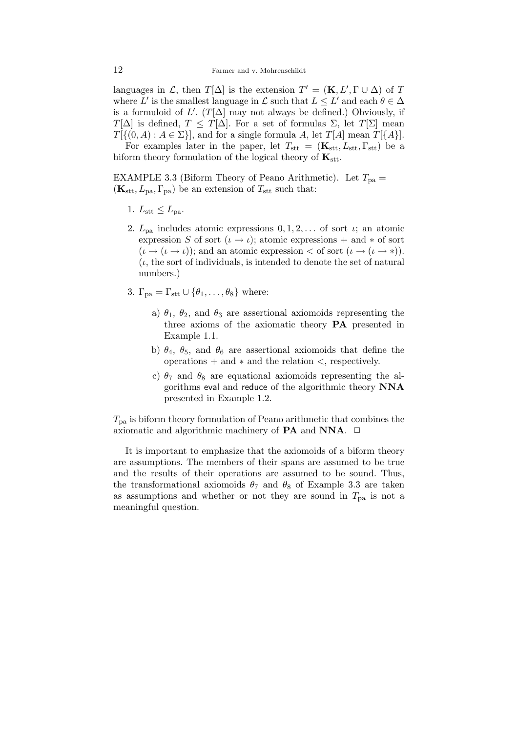languages in $\mathcal{L}$, then $T[\Delta]$ is the extension $T' = (\mathbf{K}, L', \Gamma \cup \Delta)$ of $T$ where $L'$ is the smallest language in $\mathcal{L}$ such that $L \leq L'$ and each $\theta \in \Delta$ is a formuloid of $L'$. ($T[\Delta]$ may not always be defined.) Obviously, if $T[\Delta]$ is defined, $T \leq T[\Delta]$. For a set of formulas $\Sigma$, let $T[\Sigma]$ mean $T[\{(0, A) : A \in \Sigma\}]$, and for a single formula $A$, let $T[A]$ mean $T[\{A\}]$.

For examples later in the paper, let $T_{\mathrm{stt}} = (\mathbf{K}_{\mathrm{stt}}, L_{\mathrm{stt}}, \Gamma_{\mathrm{stt}})$ be a biform theory formulation of the logical theory of $\mathbf{K}_{\mathrm{stt}}$.

EXAMPLE 3.3 (Biform Theory of Peano Arithmetic). Let $T_{\mathrm{pa}} = (\mathbf{K}_{\mathrm{stt}}, L_{\mathrm{pa}}, \Gamma_{\mathrm{pa}})$ be an extension of $T_{\mathrm{stt}}$ such that:

1. $L_{\mathrm{stt}} \leq L_{\mathrm{pa}}$.

2. $L_{\mathrm{pa}}$ includes atomic expressions $0, 1, 2, \ldots$ of sort $\iota$; an atomic expression $S$ of sort $(\iota \rightarrow \iota)$; atomic expressions $+$ and $*$ of sort $(\iota \rightarrow (\iota \rightarrow \iota))$; and an atomic expression $<$ of sort $(\iota \rightarrow (\iota \rightarrow *))$. ($\iota$, the sort of individuals, is intended to denote the set of natural numbers.)

3. $\Gamma_{\mathrm{pa}} = \Gamma_{\mathrm{stt}} \cup \{\theta_1, \ldots, \theta_8\}$ where:

   a) $\theta_1$, $\theta_2$, and $\theta_3$ are assertional axiomoids representing the three axioms of the axiomatic theory **PA** presented in Example 1.1.

   b) $\theta_4$, $\theta_5$, and $\theta_6$ are assertional axiomoids that define the operations $+$ and $*$ and the relation $<$, respectively.

   c) $\theta_7$ and $\theta_8$ are equational axiomoids representing the algorithms eval and reduce of the algorithmic theory **NNA** presented in Example 1.2.

$T_{\mathrm{pa}}$ is biform theory formulation of Peano arithmetic that combines the axiomatic and algorithmic machinery of **PA** and **NNA**. □

It is important to emphasize that the axiomoids of a biform theory are assumptions. The members of their spans are assumed to be true and the results of their operations are assumed to be sound. Thus, the transformational axiomoids $\theta_7$ and $\theta_8$ of Example 3.3 are taken as assumptions and whether or not they are sound in $T_{\mathrm{pa}}$ is not a meaningful question.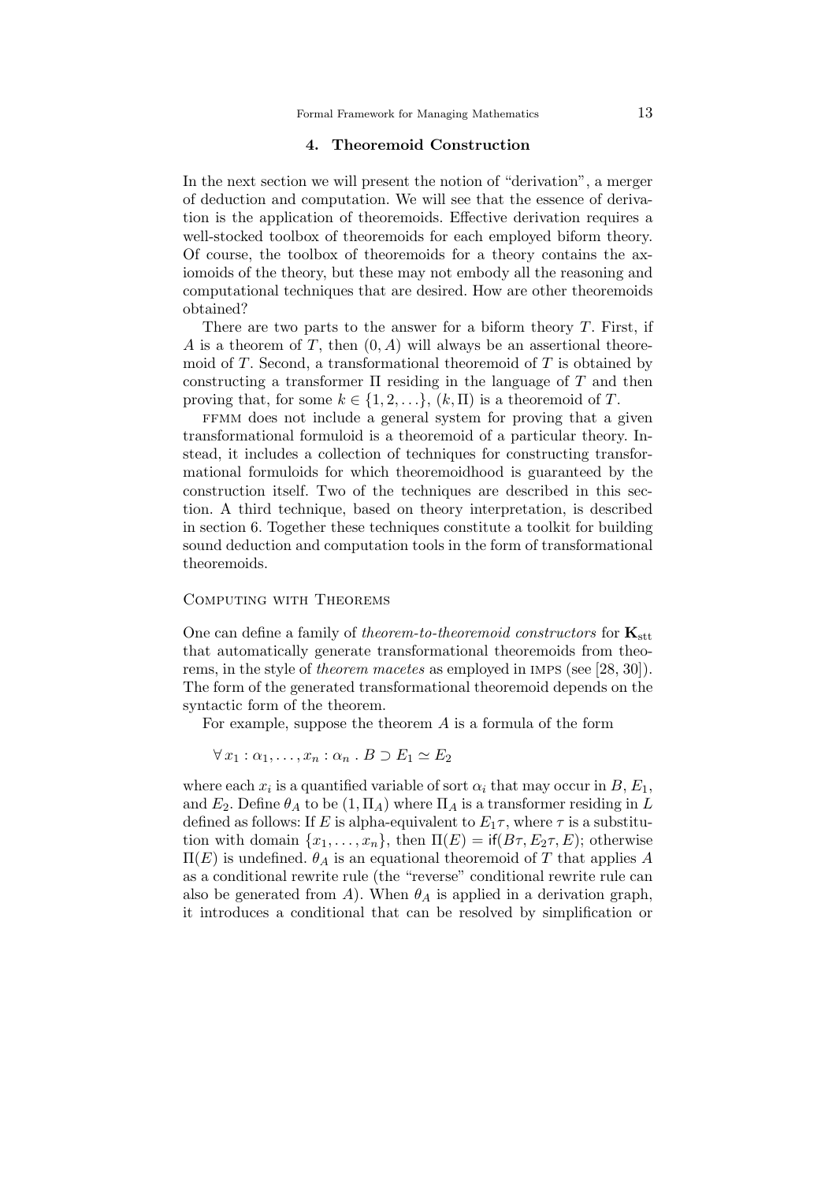## 4. Theoremoid Construction

In the next section we will present the notion of "derivation", a merger of deduction and computation. We will see that the essence of derivation is the application of theoremoids. Effective derivation requires a well-stocked toolbox of theoremoids for each employed biform theory. Of course, the toolbox of theoremoids for a theory contains the axiomoids of the theory, but these may not embody all the reasoning and computational techniques that are desired. How are other theoremoids obtained?

There are two parts to the answer for a biform theory $T$. First, if $A$ is a theorem of $T$, then $(0, A)$ will always be an assertional theoremoid of $T$. Second, a transformational theoremoid of $T$ is obtained by constructing a transformer $\Pi$ residing in the language of $T$ and then proving that, for some $k \in \{1, 2, \ldots\}$, $(k, \Pi)$ is a theoremoid of $T$.

FFMM does not include a general system for proving that a given transformational formuloid is a theoremoid of a particular theory. Instead, it includes a collection of techniques for constructing transformational formuloids for which theoremoidhood is guaranteed by the construction itself. Two of the techniques are described in this section. A third technique, based on theory interpretation, is described in section 6. Together these techniques constitute a toolkit for building sound deduction and computation tools in the form of transformational theoremoids.

### Computing with Theorems

One can define a family of *theorem-to-theoremoid constructors* for $\mathbf{K}_{\text{stt}}$ that automatically generate transformational theoremoids from theorems, in the style of *theorem macetes* as employed in IMPS (see [28, 30]). The form of the generated transformational theoremoid depends on the syntactic form of the theorem.

For example, suppose the theorem $A$ is a formula of the form

$$\forall\, x_1 : \alpha_1, \ldots, x_n : \alpha_n \,.\, B \supset E_1 \simeq E_2$$

where each $x_i$ is a quantified variable of sort $\alpha_i$ that may occur in $B$, $E_1$, and $E_2$. Define $\theta_A$ to be $(1, \Pi_A)$ where $\Pi_A$ is a transformer residing in $L$ defined as follows: If $E$ is alpha-equivalent to $E_1\tau$, where $\tau$ is a substitution with domain $\{x_1, \ldots, x_n\}$, then $\Pi(E) = \mathsf{if}(B\tau, E_2\tau, E)$; otherwise $\Pi(E)$ is undefined. $\theta_A$ is an equational theoremoid of $T$ that applies $A$ as a conditional rewrite rule (the "reverse" conditional rewrite rule can also be generated from $A$). When $\theta_A$ is applied in a derivation graph, it introduces a conditional that can be resolved by simplification or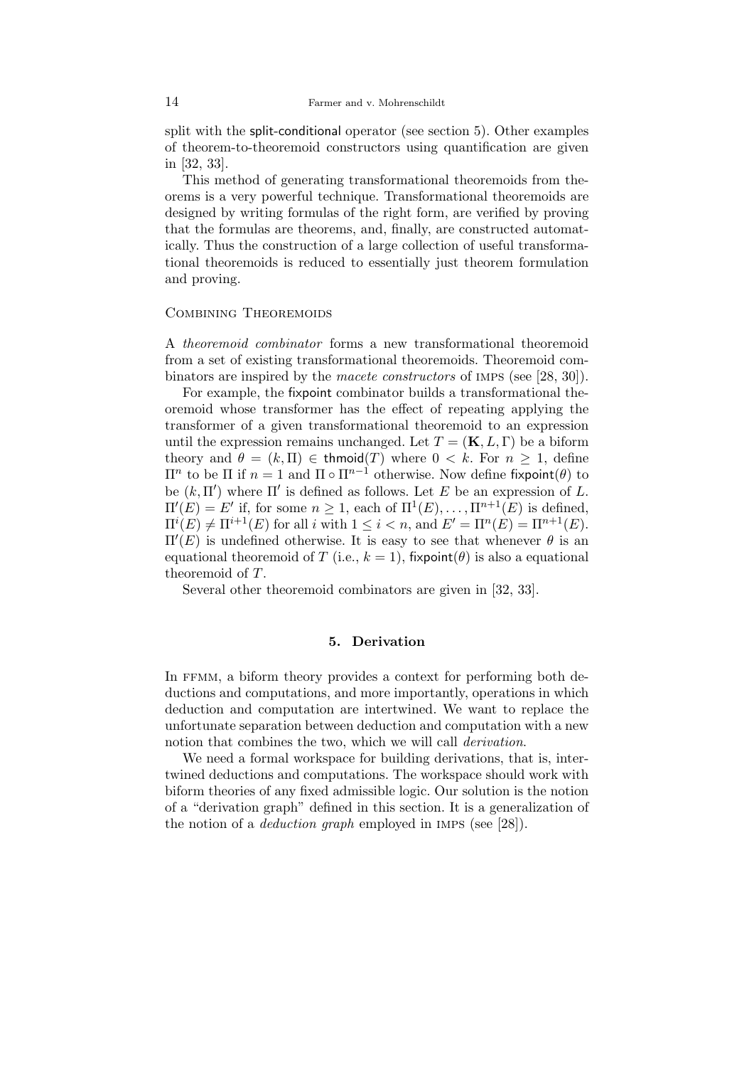split with the split-conditional operator (see section 5). Other examples of theorem-to-theoremoid constructors using quantification are given in [32, 33].

This method of generating transformational theoremoids from theorems is a very powerful technique. Transformational theoremoids are designed by writing formulas of the right form, are verified by proving that the formulas are theorems, and, finally, are constructed automatically. Thus the construction of a large collection of useful transformational theoremoids is reduced to essentially just theorem formulation and proving.

### Combining Theoremoids

A *theoremoid combinator* forms a new transformational theoremoid from a set of existing transformational theoremoids. Theoremoid combinators are inspired by the *macete constructors* of IMPS (see [28, 30]).

For example, the fixpoint combinator builds a transformational theoremoid whose transformer has the effect of repeating applying the transformer of a given transformational theoremoid to an expression until the expression remains unchanged. Let $T = (\mathbf{K}, L, \Gamma)$ be a biform theory and $\theta = (k, \Pi) \in \mathsf{thmoid}(T)$ where $0 < k$. For $n \geq 1$, define $\Pi^n$ to be $\Pi$ if $n = 1$ and $\Pi \circ \Pi^{n-1}$ otherwise. Now define $\mathsf{fixpoint}(\theta)$ to be $(k, \Pi')$ where $\Pi'$ is defined as follows. Let $E$ be an expression of $L$. $\Pi'(E) = E'$ if, for some $n \geq 1$, each of $\Pi^1(E), \ldots, \Pi^{n+1}(E)$ is defined, $\Pi^i(E) \neq \Pi^{i+1}(E)$ for all $i$ with $1 \leq i < n$, and $E' = \Pi^n(E) = \Pi^{n+1}(E)$. $\Pi'(E)$ is undefined otherwise. It is easy to see that whenever $\theta$ is an equational theoremoid of $T$ (i.e., $k = 1$), $\mathsf{fixpoint}(\theta)$ is also a equational theoremoid of $T$.

Several other theoremoid combinators are given in [32, 33].

## 5. Derivation

In FFMM, a biform theory provides a context for performing both deductions and computations, and more importantly, operations in which deduction and computation are intertwined. We want to replace the unfortunate separation between deduction and computation with a new notion that combines the two, which we will call *derivation*.

We need a formal workspace for building derivations, that is, intertwined deductions and computations. The workspace should work with biform theories of any fixed admissible logic. Our solution is the notion of a "derivation graph" defined in this section. It is a generalization of the notion of a *deduction graph* employed in IMPS (see [28]).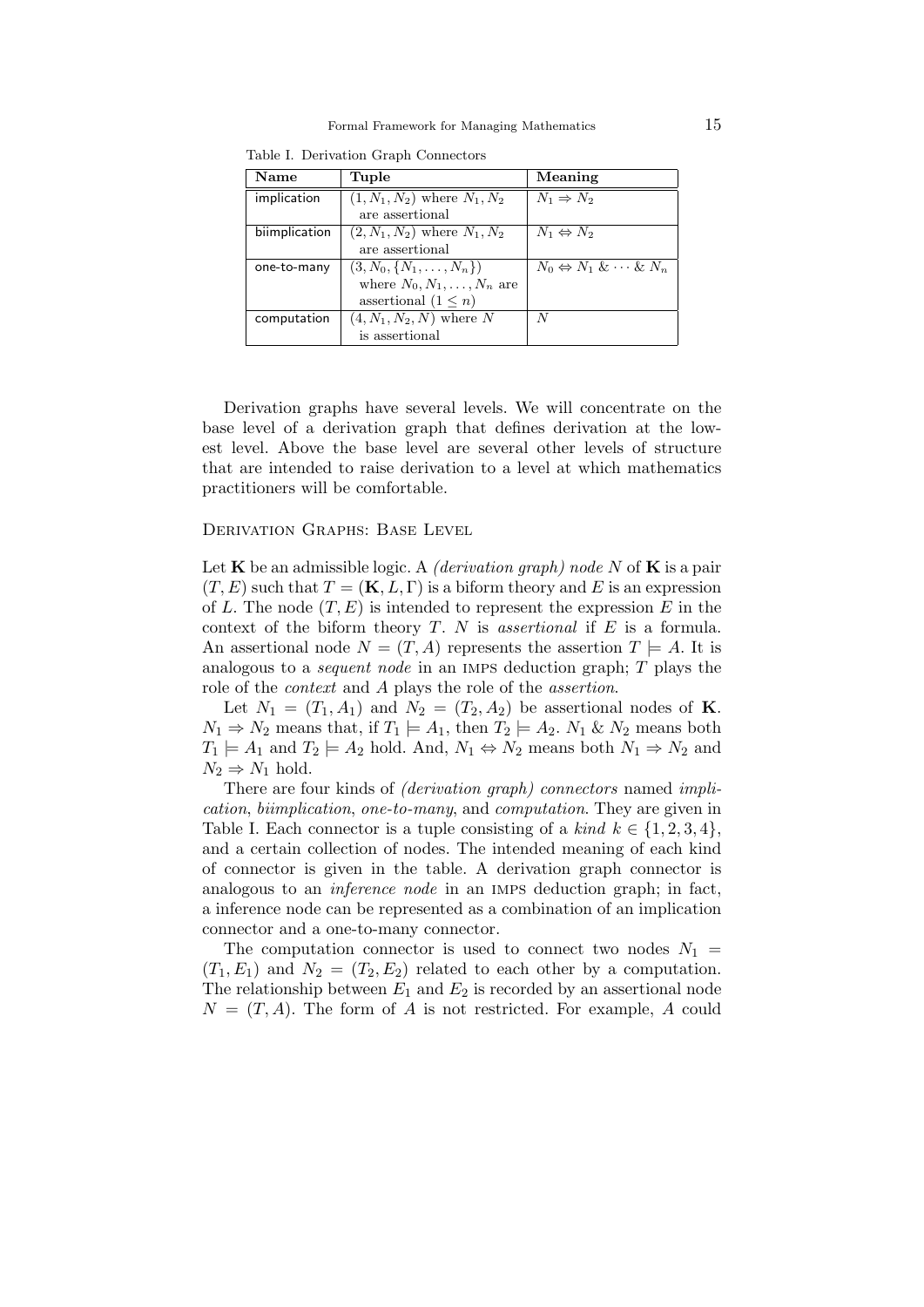Table I. Derivation Graph Connectors

| Name | Tuple | Meaning |
|---|---|---|
| implication | $(1, N_1, N_2)$ where $N_1, N_2$ are assertional | $N_1 \Rightarrow N_2$ |
| biimplication | $(2, N_1, N_2)$ where $N_1, N_2$ are assertional | $N_1 \Leftrightarrow N_2$ |
| one-to-many | $(3, N_0, \{N_1, \ldots, N_n\})$ where $N_0, N_1, \ldots, N_n$ are assertional $(1 \leq n)$ | $N_0 \Leftrightarrow N_1 \ \& \cdots \& \ N_n$ |
| computation | $(4, N_1, N_2, N)$ where $N$ is assertional | $N$ |

Derivation graphs have several levels. We will concentrate on the base level of a derivation graph that defines derivation at the lowest level. Above the base level are several other levels of structure that are intended to raise derivation to a level at which mathematics practitioners will be comfortable.

### Derivation Graphs: Base Level

Let $\mathbf{K}$ be an admissible logic. A *(derivation graph) node* $N$ of $\mathbf{K}$ is a pair $(T, E)$ such that $T = (\mathbf{K}, L, \Gamma)$ is a biform theory and $E$ is an expression of $L$. The node $(T, E)$ is intended to represent the expression $E$ in the context of the biform theory $T$. $N$ is *assertional* if $E$ is a formula. An assertional node $N = (T, A)$ represents the assertion $T \models A$. It is analogous to a *sequent node* in an IMPS deduction graph; $T$ plays the role of the *context* and $A$ plays the role of the *assertion*.

Let $N_1 = (T_1, A_1)$ and $N_2 = (T_2, A_2)$ be assertional nodes of $\mathbf{K}$. $N_1 \Rightarrow N_2$ means that, if $T_1 \models A_1$, then $T_2 \models A_2$. $N_1 \ \& \ N_2$ means both $T_1 \models A_1$ and $T_2 \models A_2$ hold. And, $N_1 \Leftrightarrow N_2$ means both $N_1 \Rightarrow N_2$ and $N_2 \Rightarrow N_1$ hold.

There are four kinds of *(derivation graph) connectors* named *implication*, *biimplication*, *one-to-many*, and *computation*. They are given in Table I. Each connector is a tuple consisting of a *kind* $k \in \{1, 2, 3, 4\}$, and a certain collection of nodes. The intended meaning of each kind of connector is given in the table. A derivation graph connector is analogous to an *inference node* in an IMPS deduction graph; in fact, a inference node can be represented as a combination of an implication connector and a one-to-many connector.

The computation connector is used to connect two nodes $N_1 = (T_1, E_1)$ and $N_2 = (T_2, E_2)$ related to each other by a computation. The relationship between $E_1$ and $E_2$ is recorded by an assertional node $N = (T, A)$. The form of $A$ is not restricted. For example, $A$ could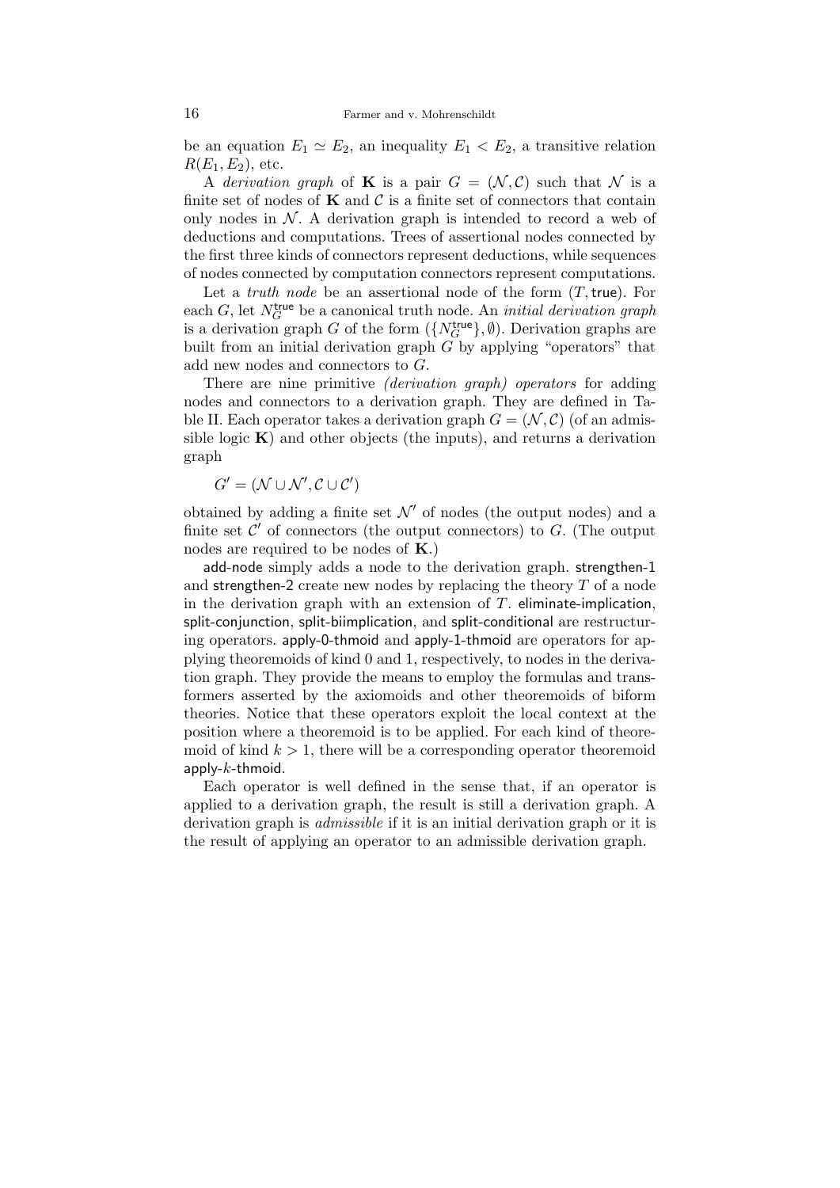be an equation $E_1 \simeq E_2$, an inequality $E_1 < E_2$, a transitive relation $R(E_1, E_2)$, etc.

A *derivation graph* of $\mathbf{K}$ is a pair $G = (\mathcal{N}, \mathcal{C})$ such that $\mathcal{N}$ is a finite set of nodes of $\mathbf{K}$ and $\mathcal{C}$ is a finite set of connectors that contain only nodes in $\mathcal{N}$. A derivation graph is intended to record a web of deductions and computations. Trees of assertional nodes connected by the first three kinds of connectors represent deductions, while sequences of nodes connected by computation connectors represent computations.

Let a *truth node* be an assertional node of the form $(T, \mathsf{true})$. For each $G$, let $N_G^{\mathsf{true}}$ be a canonical truth node. An *initial derivation graph* is a derivation graph $G$ of the form $(\{N_G^{\mathsf{true}}\}, \emptyset)$. Derivation graphs are built from an initial derivation graph $G$ by applying "operators" that add new nodes and connectors to $G$.

There are nine primitive *(derivation graph) operators* for adding nodes and connectors to a derivation graph. They are defined in Table II. Each operator takes a derivation graph $G = (\mathcal{N}, \mathcal{C})$ (of an admissible logic $\mathbf{K}$) and other objects (the inputs), and returns a derivation graph

$$G' = (\mathcal{N} \cup \mathcal{N}', \mathcal{C} \cup \mathcal{C}')$$

obtained by adding a finite set $\mathcal{N}'$ of nodes (the output nodes) and a finite set $\mathcal{C}'$ of connectors (the output connectors) to $G$. (The output nodes are required to be nodes of $\mathbf{K}$.)

add-node simply adds a node to the derivation graph. strengthen-1 and strengthen-2 create new nodes by replacing the theory $T$ of a node in the derivation graph with an extension of $T$. eliminate-implication, split-conjunction, split-biimplication, and split-conditional are restructuring operators. apply-0-thmoid and apply-1-thmoid are operators for applying theoremoids of kind 0 and 1, respectively, to nodes in the derivation graph. They provide the means to employ the formulas and transformers asserted by the axiomoids and other theoremoids of biform theories. Notice that these operators exploit the local context at the position where a theoremoid is to be applied. For each kind of theoremoid of kind $k > 1$, there will be a corresponding operator theoremoid apply-$k$-thmoid.

Each operator is well defined in the sense that, if an operator is applied to a derivation graph, the result is still a derivation graph. A derivation graph is *admissible* if it is an initial derivation graph or it is the result of applying an operator to an admissible derivation graph.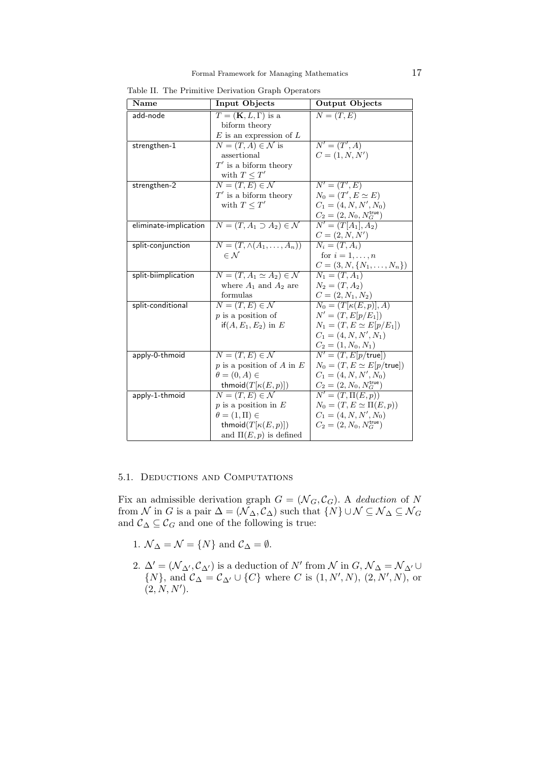Table II. The Primitive Derivation Graph Operators

| Name | Input Objects | Output Objects |
|---|---|---|
| add-node | $T = (\mathbf{K}, L, \Gamma)$ is a biform theory<br>$E$ is an expression of $L$ | $N = (T, E)$ |
| strengthen-1 | $N = (T, A) \in \mathcal{N}$ is assertional<br>$T'$ is a biform theory with $T \leq T'$ | $N' = (T', A)$<br>$C = (1, N, N')$ |
| strengthen-2 | $N = (T, E) \in \mathcal{N}$<br>$T'$ is a biform theory with $T \leq T'$ | $N' = (T', E)$<br>$N_0 = (T', E \simeq E)$<br>$C_1 = (4, N, N', N_0)$<br>$C_2 = (2, N_0, N_G^{\mathsf{true}})$ |
| eliminate-implication | $N = (T, A_1 \supset A_2) \in \mathcal{N}$ | $N' = (T[A_1], A_2)$<br>$C = (2, N, N')$ |
| split-conjunction | $N = (T, \wedge(A_1, \ldots, A_n)) \in \mathcal{N}$ | $N_i = (T, A_i)$ for $i = 1, \ldots, n$<br>$C = (3, N, \{N_1, \ldots, N_n\})$ |
| split-biimplication | $N = (T, A_1 \simeq A_2) \in \mathcal{N}$ where $A_1$ and $A_2$ are formulas | $N_1 = (T, A_1)$<br>$N_2 = (T, A_2)$<br>$C = (2, N_1, N_2)$ |
| split-conditional | $N = (T, E) \in \mathcal{N}$<br>$p$ is a position of $\mathsf{if}(A, E_1, E_2)$ in $E$ | $N_0 = (T[\kappa(E, p)], A)$<br>$N' = (T, E[p/E_1])$<br>$N_1 = (T, E \simeq E[p/E_1])$<br>$C_1 = (4, N, N', N_1)$<br>$C_2 = (1, N_0, N_1)$ |
| apply-0-thmoid | $N = (T, E) \in \mathcal{N}$<br>$p$ is a position of $A$ in $E$<br>$\theta = (0, A) \in \mathsf{thmoid}(T[\kappa(E, p)])$ | $N' = (T, E[p/\mathsf{true}])$<br>$N_0 = (T, E \simeq E[p/\mathsf{true}])$<br>$C_1 = (4, N, N', N_0)$<br>$C_2 = (2, N_0, N_G^{\mathsf{true}})$ |
| apply-1-thmoid | $N = (T, E) \in \mathcal{N}$<br>$p$ is a position in $E$<br>$\theta = (1, \Pi) \in \mathsf{thmoid}(T[\kappa(E, p)])$ and $\Pi(E, p)$ is defined | $N' = (T, \Pi(E, p))$<br>$N_0 = (T, E \simeq \Pi(E, p))$<br>$C_1 = (4, N, N', N_0)$<br>$C_2 = (2, N_0, N_G^{\mathsf{true}})$ |

### 5.1. Deductions and Computations

Fix an admissible derivation graph $G = (\mathcal{N}_G, \mathcal{C}_G)$. A *deduction* of $N$ from $\mathcal{N}$ in $G$ is a pair $\Delta = (\mathcal{N}_\Delta, \mathcal{C}_\Delta)$ such that $\{N\} \cup \mathcal{N} \subseteq \mathcal{N}_\Delta \subseteq \mathcal{N}_G$ and $\mathcal{C}_\Delta \subseteq \mathcal{C}_G$ and one of the following is true:

1. $\mathcal{N}_\Delta = \mathcal{N} = \{N\}$ and $\mathcal{C}_\Delta = \emptyset$.

2. $\Delta' = (\mathcal{N}_{\Delta'}, \mathcal{C}_{\Delta'})$ is a deduction of $N'$ from $\mathcal{N}$ in $G$, $\mathcal{N}_\Delta = \mathcal{N}_{\Delta'} \cup \{N\}$, and $\mathcal{C}_\Delta = \mathcal{C}_{\Delta'} \cup \{C\}$ where $C$ is $(1, N', N)$, $(2, N', N)$, or $(2, N, N')$.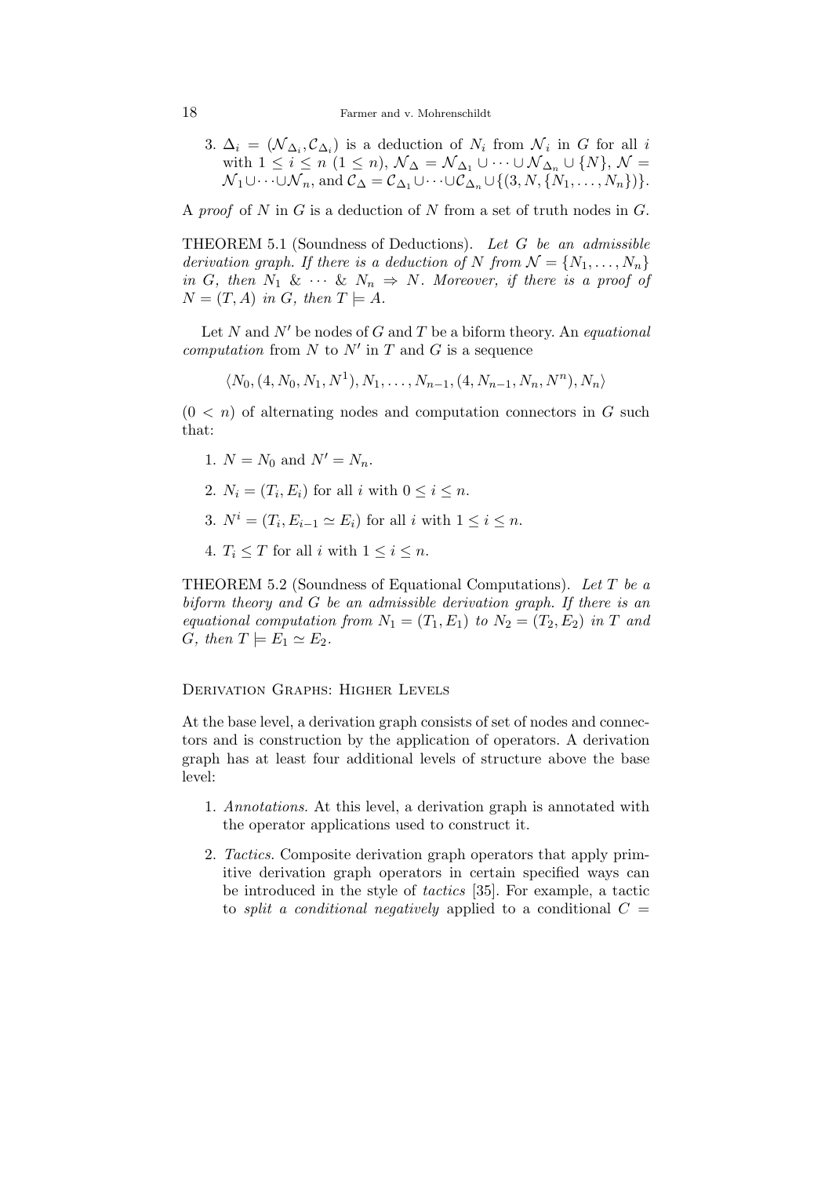3. $\Delta_i = (\mathcal{N}_{\Delta_i}, \mathcal{C}_{\Delta_i})$ is a deduction of $N_i$ from $\mathcal{N}_i$ in $G$ for all $i$ with $1 \leq i \leq n$ $(1 \leq n)$, $\mathcal{N}_\Delta = \mathcal{N}_{\Delta_1} \cup \cdots \cup \mathcal{N}_{\Delta_n} \cup \{N\}$, $\mathcal{N} = \mathcal{N}_1 \cup \cdots \cup \mathcal{N}_n$, and $\mathcal{C}_\Delta = \mathcal{C}_{\Delta_1} \cup \cdots \cup \mathcal{C}_{\Delta_n} \cup \{(3, N, \{N_1, \ldots, N_n\})\}$.

A *proof* of $N$ in $G$ is a deduction of $N$ from a set of truth nodes in $G$.

THEOREM 5.1 (Soundness of Deductions). *Let $G$ be an admissible derivation graph. If there is a deduction of $N$ from $\mathcal{N} = \{N_1, \ldots, N_n\}$ in $G$, then $N_1$ & $\cdots$ & $N_n \Rightarrow N$. Moreover, if there is a proof of $N = (T, A)$ in $G$, then $T \models A$.*

Let $N$ and $N'$ be nodes of $G$ and $T$ be a biform theory. An *equational computation* from $N$ to $N'$ in $T$ and $G$ is a sequence

$$\langle N_0, (4, N_0, N_1, N^1), N_1, \ldots, N_{n-1}, (4, N_{n-1}, N_n, N^n), N_n \rangle$$

$(0 < n)$ of alternating nodes and computation connectors in $G$ such that:

1. $N = N_0$ and $N' = N_n$.

2. $N_i = (T_i, E_i)$ for all $i$ with $0 \leq i \leq n$.

3. $N^i = (T_i, E_{i-1} \simeq E_i)$ for all $i$ with $1 \leq i \leq n$.

4. $T_i \leq T$ for all $i$ with $1 \leq i \leq n$.

THEOREM 5.2 (Soundness of Equational Computations). *Let $T$ be a biform theory and $G$ be an admissible derivation graph. If there is an equational computation from $N_1 = (T_1, E_1)$ to $N_2 = (T_2, E_2)$ in $T$ and $G$, then $T \models E_1 \simeq E_2$.*

### Derivation Graphs: Higher Levels

At the base level, a derivation graph consists of set of nodes and connectors and is construction by the application of operators. A derivation graph has at least four additional levels of structure above the base level:

1. *Annotations.* At this level, a derivation graph is annotated with the operator applications used to construct it.

2. *Tactics.* Composite derivation graph operators that apply primitive derivation graph operators in certain specified ways can be introduced in the style of *tactics* [35]. For example, a tactic to *split a conditional negatively* applied to a conditional $C =$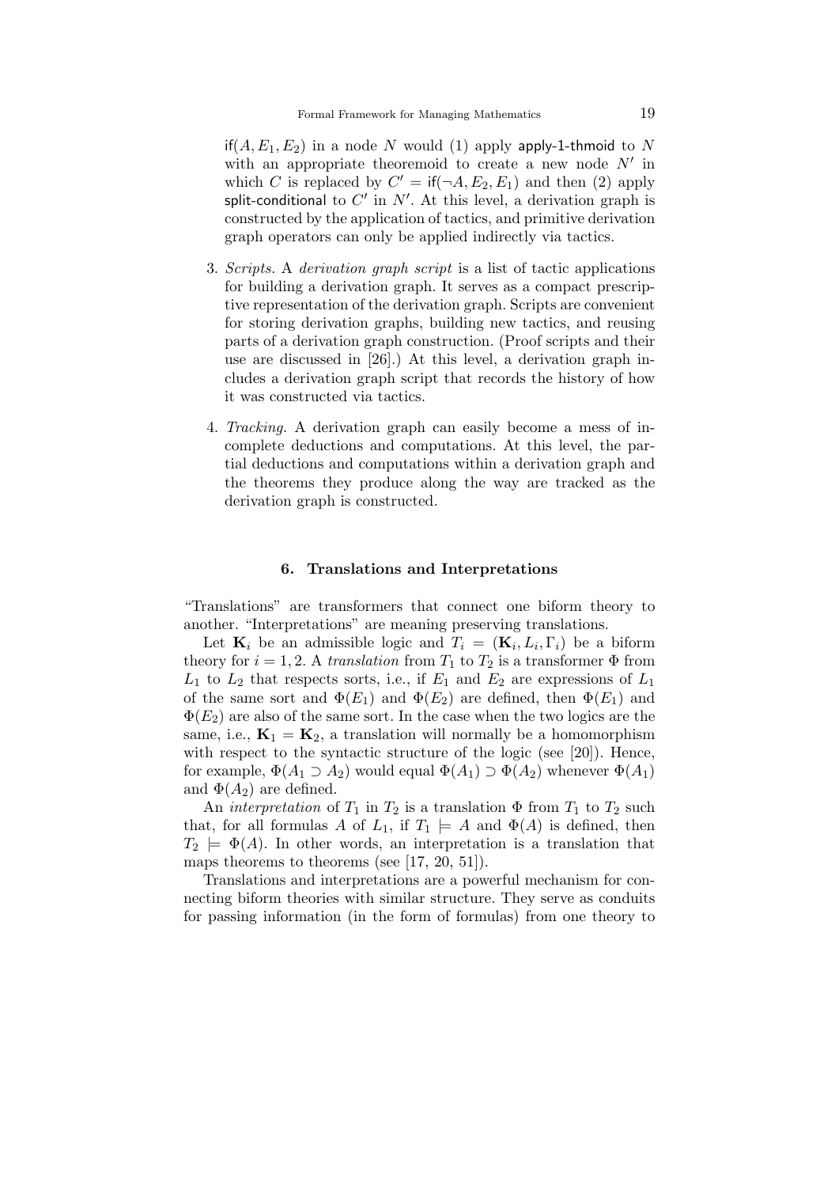$\mathsf{if}(A, E_1, E_2)$ in a node $N$ would (1) apply apply-1-thmoid to $N$ with an appropriate theoremoid to create a new node $N'$ in which $C$ is replaced by $C' = \mathsf{if}(\neg A, E_2, E_1)$ and then (2) apply split-conditional to $C'$ in $N'$. At this level, a derivation graph is constructed by the application of tactics, and primitive derivation graph operators can only be applied indirectly via tactics.

3. *Scripts.* A *derivation graph script* is a list of tactic applications for building a derivation graph. It serves as a compact prescriptive representation of the derivation graph. Scripts are convenient for storing derivation graphs, building new tactics, and reusing parts of a derivation graph construction. (Proof scripts and their use are discussed in [26].) At this level, a derivation graph includes a derivation graph script that records the history of how it was constructed via tactics.

4. *Tracking.* A derivation graph can easily become a mess of incomplete deductions and computations. At this level, the partial deductions and computations within a derivation graph and the theorems they produce along the way are tracked as the derivation graph is constructed.

## 6. Translations and Interpretations

"Translations" are transformers that connect one biform theory to another. "Interpretations" are meaning preserving translations.

Let $\mathbf{K}_i$ be an admissible logic and $T_i = (\mathbf{K}_i, L_i, \Gamma_i)$ be a biform theory for $i = 1, 2$. A *translation* from $T_1$ to $T_2$ is a transformer $\Phi$ from $L_1$ to $L_2$ that respects sorts, i.e., if $E_1$ and $E_2$ are expressions of $L_1$ of the same sort and $\Phi(E_1)$ and $\Phi(E_2)$ are defined, then $\Phi(E_1)$ and $\Phi(E_2)$ are also of the same sort. In the case when the two logics are the same, i.e., $\mathbf{K}_1 = \mathbf{K}_2$, a translation will normally be a homomorphism with respect to the syntactic structure of the logic (see [20]). Hence, for example, $\Phi(A_1 \supset A_2)$ would equal $\Phi(A_1) \supset \Phi(A_2)$ whenever $\Phi(A_1)$ and $\Phi(A_2)$ are defined.

An *interpretation* of $T_1$ in $T_2$ is a translation $\Phi$ from $T_1$ to $T_2$ such that, for all formulas $A$ of $L_1$, if $T_1 \models A$ and $\Phi(A)$ is defined, then $T_2 \models \Phi(A)$. In other words, an interpretation is a translation that maps theorems to theorems (see [17, 20, 51]).

Translations and interpretations are a powerful mechanism for connecting biform theories with similar structure. They serve as conduits for passing information (in the form of formulas) from one theory to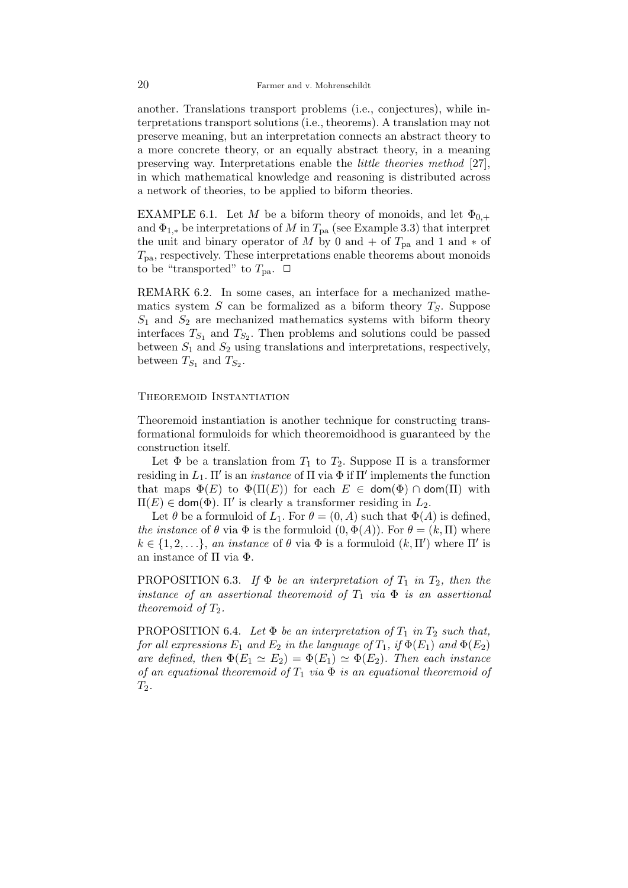another. Translations transport problems (i.e., conjectures), while interpretations transport solutions (i.e., theorems). A translation may not preserve meaning, but an interpretation connects an abstract theory to a more concrete theory, or an equally abstract theory, in a meaning preserving way. Interpretations enable the *little theories method* [27], in which mathematical knowledge and reasoning is distributed across a network of theories, to be applied to biform theories.

EXAMPLE 6.1. Let $M$ be a biform theory of monoids, and let $\Phi_{0,+}$ and $\Phi_{1,*}$ be interpretations of $M$ in $T_{\rm pa}$ (see Example 3.3) that interpret the unit and binary operator of $M$ by 0 and $+$ of $T_{\rm pa}$ and 1 and $*$ of $T_{\rm pa}$, respectively. These interpretations enable theorems about monoids to be "transported" to $T_{\rm pa}$. $\Box$

REMARK 6.2. In some cases, an interface for a mechanized mathematics system $S$ can be formalized as a biform theory $T_S$. Suppose $S_1$ and $S_2$ are mechanized mathematics systems with biform theory interfaces $T_{S_1}$ and $T_{S_2}$. Then problems and solutions could be passed between $S_1$ and $S_2$ using translations and interpretations, respectively, between $T_{S_1}$ and $T_{S_2}$.

### Theoremoid Instantiation

Theoremoid instantiation is another technique for constructing transformational formuloids for which theoremoidhood is guaranteed by the construction itself.

Let $\Phi$ be a translation from $T_1$ to $T_2$. Suppose $\Pi$ is a transformer residing in $L_1$. $\Pi'$ is an *instance* of $\Pi$ via $\Phi$ if $\Pi'$ implements the function that maps $\Phi(E)$ to $\Phi(\Pi(E))$ for each $E \in \mathsf{dom}(\Phi) \cap \mathsf{dom}(\Pi)$ with $\Pi(E) \in \mathsf{dom}(\Phi)$. $\Pi'$ is clearly a transformer residing in $L_2$.

Let $\theta$ be a formuloid of $L_1$. For $\theta = (0, A)$ such that $\Phi(A)$ is defined, *the instance* of $\theta$ via $\Phi$ is the formuloid $(0, \Phi(A))$. For $\theta = (k, \Pi)$ where $k \in \{1, 2, \ldots\}$, *an instance* of $\theta$ via $\Phi$ is a formuloid $(k, \Pi')$ where $\Pi'$ is an instance of $\Pi$ via $\Phi$.

PROPOSITION 6.3. *If $\Phi$ be an interpretation of $T_1$ in $T_2$, then the instance of an assertional theoremoid of $T_1$ via $\Phi$ is an assertional theoremoid of $T_2$.*

PROPOSITION 6.4. *Let $\Phi$ be an interpretation of $T_1$ in $T_2$ such that, for all expressions $E_1$ and $E_2$ in the language of $T_1$, if $\Phi(E_1)$ and $\Phi(E_2)$ are defined, then $\Phi(E_1 \simeq E_2) = \Phi(E_1) \simeq \Phi(E_2)$. Then each instance of an equational theoremoid of $T_1$ via $\Phi$ is an equational theoremoid of $T_2$.*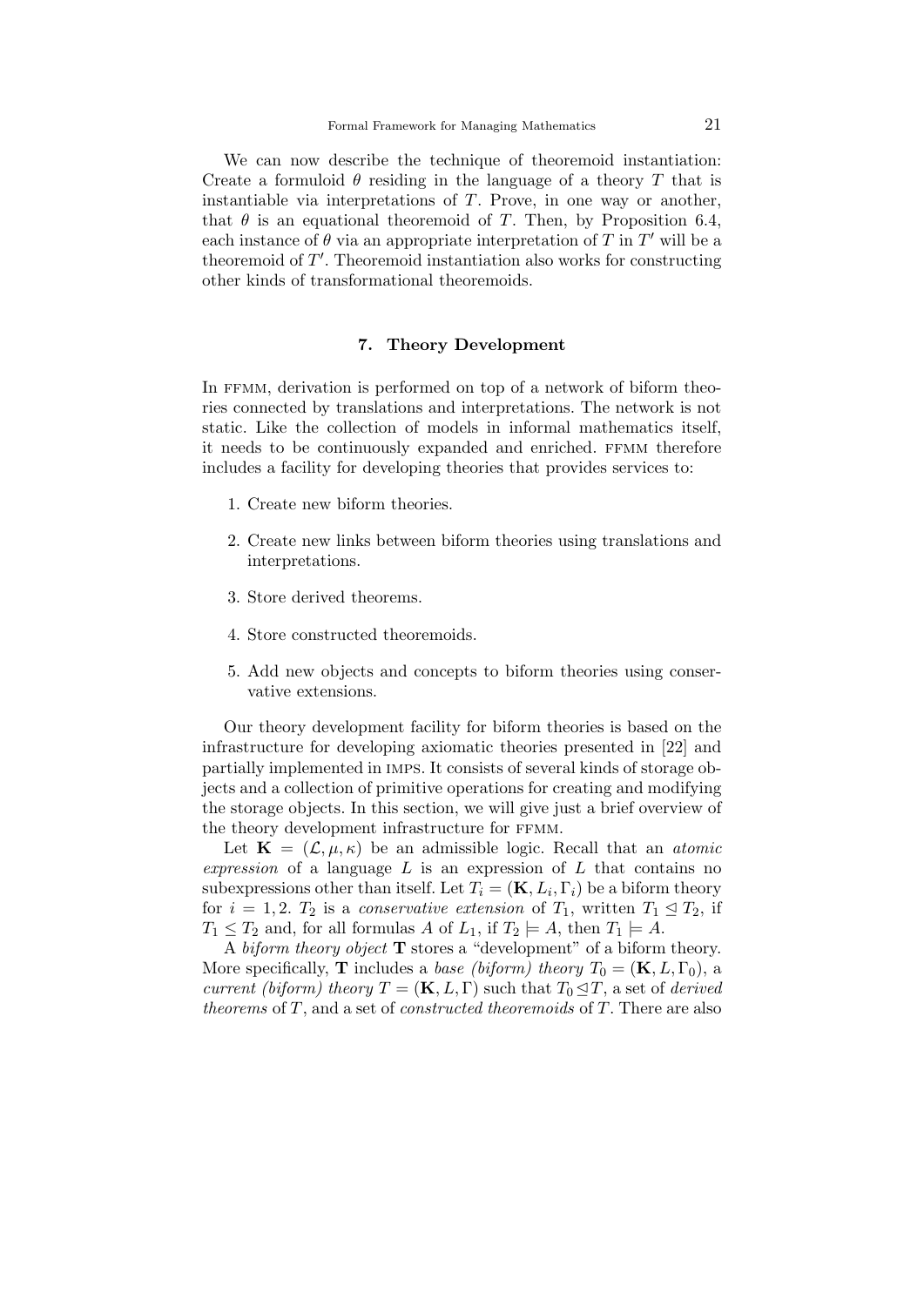We can now describe the technique of theoremoid instantiation: Create a formuloid $\theta$ residing in the language of a theory $T$ that is instantiable via interpretations of $T$. Prove, in one way or another, that $\theta$ is an equational theoremoid of $T$. Then, by Proposition 6.4, each instance of $\theta$ via an appropriate interpretation of $T$ in $T'$ will be a theoremoid of $T'$. Theoremoid instantiation also works for constructing other kinds of transformational theoremoids.

## 7. Theory Development

In FFMM, derivation is performed on top of a network of biform theories connected by translations and interpretations. The network is not static. Like the collection of models in informal mathematics itself, it needs to be continuously expanded and enriched. FFMM therefore includes a facility for developing theories that provides services to:

1. Create new biform theories.
2. Create new links between biform theories using translations and interpretations.
3. Store derived theorems.
4. Store constructed theoremoids.
5. Add new objects and concepts to biform theories using conservative extensions.

Our theory development facility for biform theories is based on the infrastructure for developing axiomatic theories presented in [22] and partially implemented in IMPS. It consists of several kinds of storage objects and a collection of primitive operations for creating and modifying the storage objects. In this section, we will give just a brief overview of the theory development infrastructure for FFMM.

Let $\mathbf{K} = (\mathcal{L}, \mu, \kappa)$ be an admissible logic. Recall that an *atomic expression* of a language $L$ is an expression of $L$ that contains no subexpressions other than itself. Let $T_i = (\mathbf{K}, L_i, \Gamma_i)$ be a biform theory for $i = 1, 2$. $T_2$ is a *conservative extension* of $T_1$, written $T_1 \trianglelefteq T_2$, if $T_1 \leq T_2$ and, for all formulas $A$ of $L_1$, if $T_2 \models A$, then $T_1 \models A$.

A *biform theory object* $\mathbf{T}$ stores a "development" of a biform theory. More specifically, $\mathbf{T}$ includes a *base (biform) theory* $T_0 = (\mathbf{K}, L, \Gamma_0)$, a *current (biform) theory* $T = (\mathbf{K}, L, \Gamma)$ such that $T_0 \trianglelefteq T$, a set of *derived theorems* of $T$, and a set of *constructed theoremoids* of $T$. There are also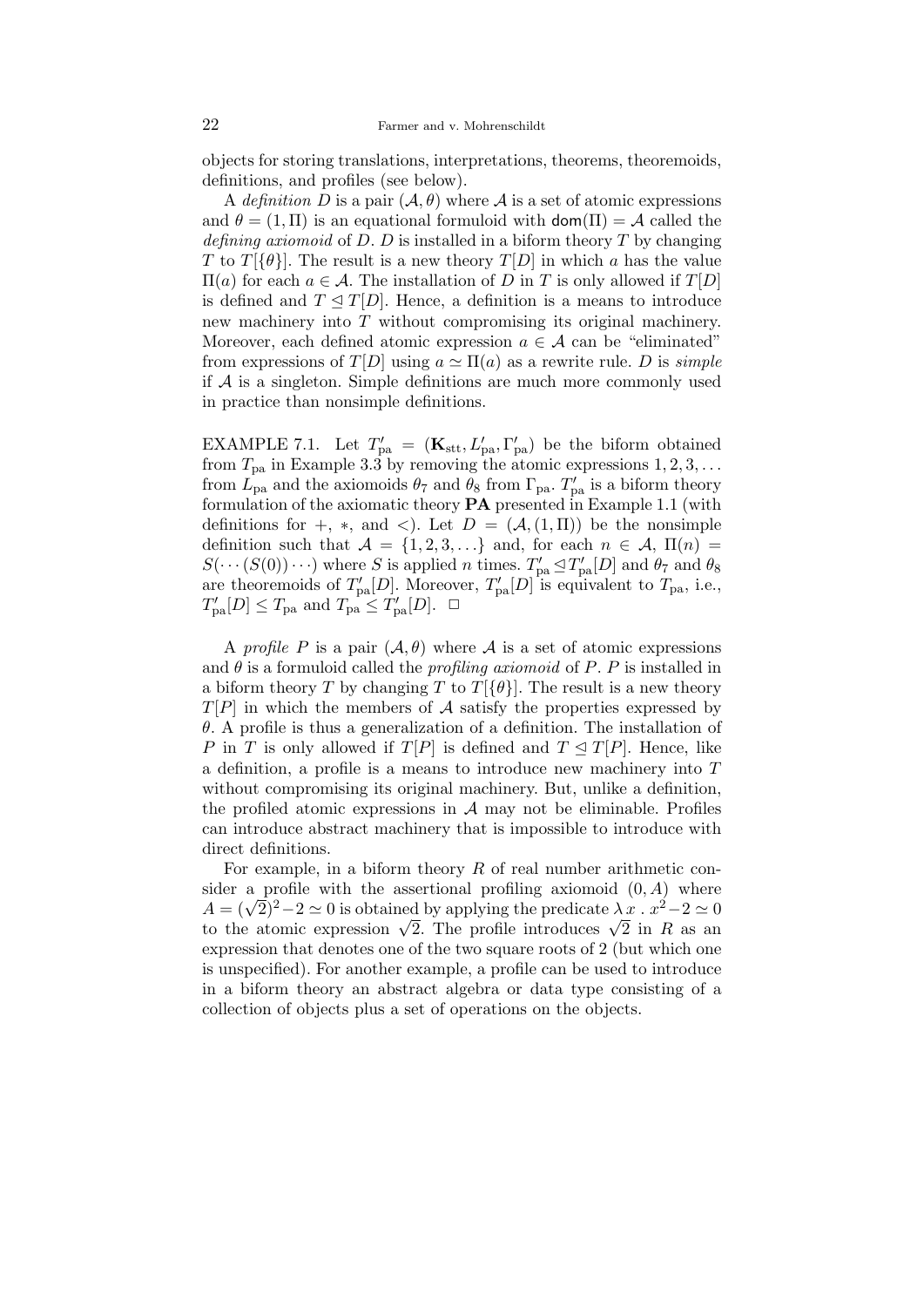objects for storing translations, interpretations, theorems, theoremoids, definitions, and profiles (see below).

A *definition* $D$ is a pair $(\mathcal{A}, \theta)$ where $\mathcal{A}$ is a set of atomic expressions and $\theta = (1, \Pi)$ is an equational formuloid with $\mathsf{dom}(\Pi) = \mathcal{A}$ called the *defining axiomoid* of $D$. $D$ is installed in a biform theory $T$ by changing $T$ to $T[\{\theta\}]$. The result is a new theory $T[D]$ in which $a$ has the value $\Pi(a)$ for each $a \in \mathcal{A}$. The installation of $D$ in $T$ is only allowed if $T[D]$ is defined and $T \trianglelefteq T[D]$. Hence, a definition is a means to introduce new machinery into $T$ without compromising its original machinery. Moreover, each defined atomic expression $a \in \mathcal{A}$ can be "eliminated" from expressions of $T[D]$ using $a \simeq \Pi(a)$ as a rewrite rule. $D$ is *simple* if $\mathcal{A}$ is a singleton. Simple definitions are much more commonly used in practice than nonsimple definitions.

EXAMPLE 7.1. Let $T'_{\mathrm{pa}} = (\mathbf{K}_{\mathrm{stt}}, L'_{\mathrm{pa}}, \Gamma'_{\mathrm{pa}})$ be the biform obtained from $T_{\mathrm{pa}}$ in Example 3.3 by removing the atomic expressions $1, 2, 3, \ldots$ from $L_{\mathrm{pa}}$ and the axiomoids $\theta_7$ and $\theta_8$ from $\Gamma_{\mathrm{pa}}$. $T'_{\mathrm{pa}}$ is a biform theory formulation of the axiomatic theory **PA** presented in Example 1.1 (with definitions for $+$, $*$, and $<$). Let $D = (\mathcal{A}, (1, \Pi))$ be the nonsimple definition such that $\mathcal{A} = \{1, 2, 3, \ldots\}$ and, for each $n \in \mathcal{A}$, $\Pi(n) = S(\cdots(S(0))\cdots)$ where $S$ is applied $n$ times. $T'_{\mathrm{pa}} \trianglelefteq T'_{\mathrm{pa}}[D]$ and $\theta_7$ and $\theta_8$ are theoremoids of $T'_{\mathrm{pa}}[D]$. Moreover, $T'_{\mathrm{pa}}[D]$ is equivalent to $T_{\mathrm{pa}}$, i.e., $T'_{\mathrm{pa}}[D] \leq T_{\mathrm{pa}}$ and $T_{\mathrm{pa}} \leq T'_{\mathrm{pa}}[D]$. $\Box$

A *profile* $P$ is a pair $(\mathcal{A}, \theta)$ where $\mathcal{A}$ is a set of atomic expressions and $\theta$ is a formuloid called the *profiling axiomoid* of $P$. $P$ is installed in a biform theory $T$ by changing $T$ to $T[\{\theta\}]$. The result is a new theory $T[P]$ in which the members of $\mathcal{A}$ satisfy the properties expressed by $\theta$. A profile is thus a generalization of a definition. The installation of $P$ in $T$ is only allowed if $T[P]$ is defined and $T \trianglelefteq T[P]$. Hence, like a definition, a profile is a means to introduce new machinery into $T$ without compromising its original machinery. But, unlike a definition, the profiled atomic expressions in $\mathcal{A}$ may not be eliminable. Profiles can introduce abstract machinery that is impossible to introduce with direct definitions.

For example, in a biform theory $R$ of real number arithmetic consider a profile with the assertional profiling axiomoid $(0, A)$ where $A = (\sqrt{2})^2 - 2 \simeq 0$ is obtained by applying the predicate $\lambda\, x \,.\, x^2 - 2 \simeq 0$ to the atomic expression $\sqrt{2}$. The profile introduces $\sqrt{2}$ in $R$ as an expression that denotes one of the two square roots of 2 (but which one is unspecified). For another example, a profile can be used to introduce in a biform theory an abstract algebra or data type consisting of a collection of objects plus a set of operations on the objects.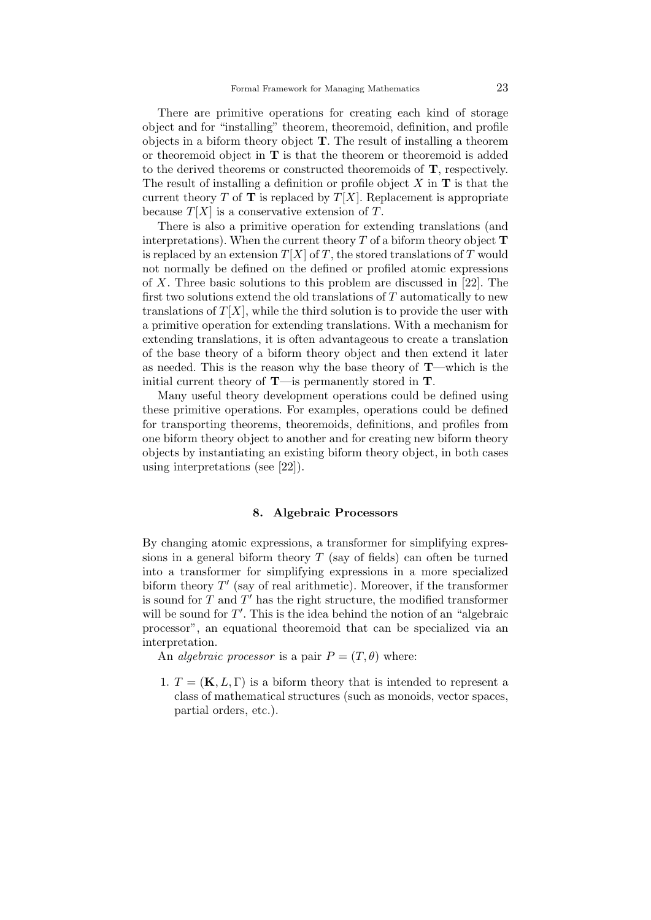There are primitive operations for creating each kind of storage object and for "installing" theorem, theoremoid, definition, and profile objects in a biform theory object $\mathbf{T}$. The result of installing a theorem or theoremoid object in $\mathbf{T}$ is that the theorem or theoremoid is added to the derived theorems or constructed theoremoids of $\mathbf{T}$, respectively. The result of installing a definition or profile object $X$ in $\mathbf{T}$ is that the current theory $T$ of $\mathbf{T}$ is replaced by $T[X]$. Replacement is appropriate because $T[X]$ is a conservative extension of $T$.

There is also a primitive operation for extending translations (and interpretations). When the current theory $T$ of a biform theory object $\mathbf{T}$ is replaced by an extension $T[X]$ of $T$, the stored translations of $T$ would not normally be defined on the defined or profiled atomic expressions of $X$. Three basic solutions to this problem are discussed in [22]. The first two solutions extend the old translations of $T$ automatically to new translations of $T[X]$, while the third solution is to provide the user with a primitive operation for extending translations. With a mechanism for extending translations, it is often advantageous to create a translation of the base theory of a biform theory object and then extend it later as needed. This is the reason why the base theory of $\mathbf{T}$—which is the initial current theory of $\mathbf{T}$—is permanently stored in $\mathbf{T}$.

Many useful theory development operations could be defined using these primitive operations. For examples, operations could be defined for transporting theorems, theoremoids, definitions, and profiles from one biform theory object to another and for creating new biform theory objects by instantiating an existing biform theory object, in both cases using interpretations (see [22]).

## 8. Algebraic Processors

By changing atomic expressions, a transformer for simplifying expressions in a general biform theory $T$ (say of fields) can often be turned into a transformer for simplifying expressions in a more specialized biform theory $T'$ (say of real arithmetic). Moreover, if the transformer is sound for $T$ and $T'$ has the right structure, the modified transformer will be sound for $T'$. This is the idea behind the notion of an "algebraic processor", an equational theoremoid that can be specialized via an interpretation.

An *algebraic processor* is a pair $P = (T, \theta)$ where:

1. $T = (\mathbf{K}, L, \Gamma)$ is a biform theory that is intended to represent a class of mathematical structures (such as monoids, vector spaces, partial orders, etc.).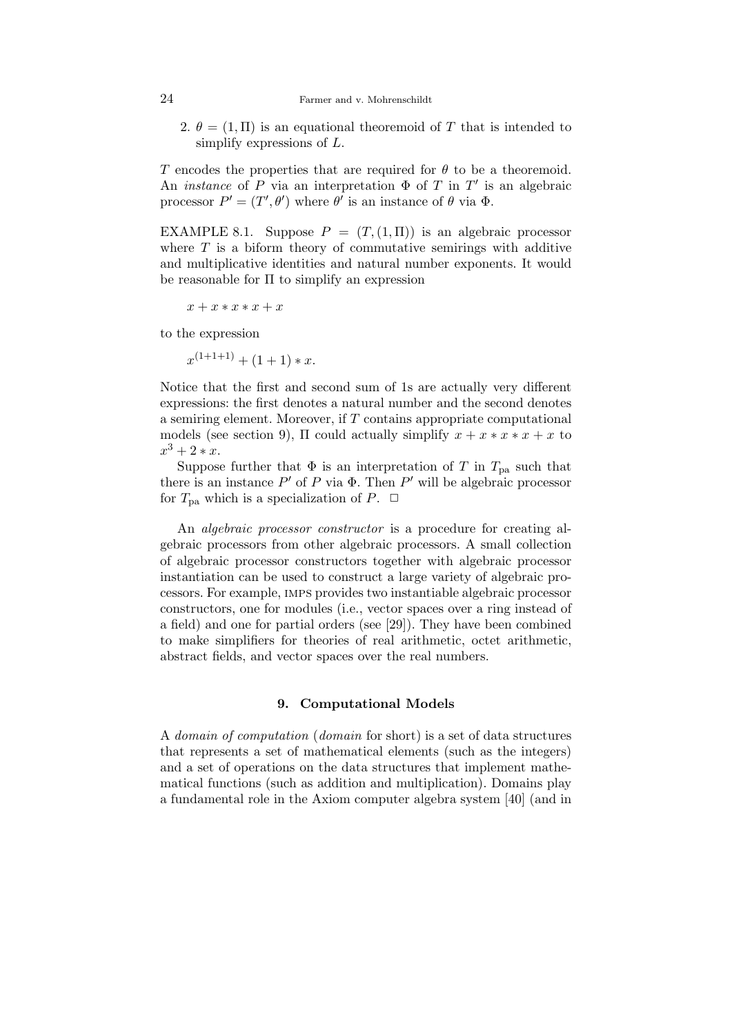2. $\theta = (1, \Pi)$ is an equational theoremoid of $T$ that is intended to simplify expressions of $L$.

$T$ encodes the properties that are required for $\theta$ to be a theoremoid. An *instance* of $P$ via an interpretation $\Phi$ of $T$ in $T'$ is an algebraic processor $P' = (T', \theta')$ where $\theta'$ is an instance of $\theta$ via $\Phi$.

EXAMPLE 8.1. Suppose $P = (T, (1, \Pi))$ is an algebraic processor where $T$ is a biform theory of commutative semirings with additive and multiplicative identities and natural number exponents. It would be reasonable for $\Pi$ to simplify an expression

$$x + x * x * x + x$$

to the expression

$$x^{(1+1+1)} + (1 + 1) * x.$$

Notice that the first and second sum of 1s are actually very different expressions: the first denotes a natural number and the second denotes a semiring element. Moreover, if $T$ contains appropriate computational models (see section 9), $\Pi$ could actually simplify $x + x * x * x + x$ to $x^3 + 2 * x$.

Suppose further that $\Phi$ is an interpretation of $T$ in $T_{\text{pa}}$ such that there is an instance $P'$ of $P$ via $\Phi$. Then $P'$ will be algebraic processor for $T_{\text{pa}}$ which is a specialization of $P$. □

An *algebraic processor constructor* is a procedure for creating algebraic processors from other algebraic processors. A small collection of algebraic processor constructors together with algebraic processor instantiation can be used to construct a large variety of algebraic processors. For example, IMPS provides two instantiable algebraic processor constructors, one for modules (i.e., vector spaces over a ring instead of a field) and one for partial orders (see [29]). They have been combined to make simplifiers for theories of real arithmetic, octet arithmetic, abstract fields, and vector spaces over the real numbers.

## 9. Computational Models

A *domain of computation* (*domain* for short) is a set of data structures that represents a set of mathematical elements (such as the integers) and a set of operations on the data structures that implement mathematical functions (such as addition and multiplication). Domains play a fundamental role in the Axiom computer algebra system [40] (and in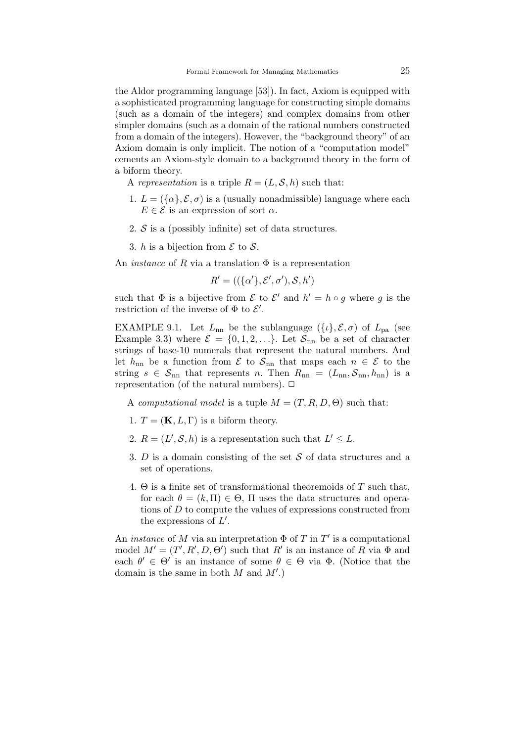the Aldor programming language [53]). In fact, Axiom is equipped with a sophisticated programming language for constructing simple domains (such as a domain of the integers) and complex domains from other simpler domains (such as a domain of the rational numbers constructed from a domain of the integers). However, the "background theory" of an Axiom domain is only implicit. The notion of a "computation model" cements an Axiom-style domain to a background theory in the form of a biform theory.

A *representation* is a triple $R = (L, \mathcal{S}, h)$ such that:

1. $L = (\{\alpha\}, \mathcal{E}, \sigma)$ is a (usually nonadmissible) language where each $E \in \mathcal{E}$ is an expression of sort $\alpha$.

2. $\mathcal{S}$ is a (possibly infinite) set of data structures.

3. $h$ is a bijection from $\mathcal{E}$ to $\mathcal{S}$.

An *instance* of $R$ via a translation $\Phi$ is a representation

$$R' = ((\{\alpha'\}, \mathcal{E}', \sigma'), \mathcal{S}, h')$$

such that $\Phi$ is a bijective from $\mathcal{E}$ to $\mathcal{E}'$ and $h' = h \circ g$ where $g$ is the restriction of the inverse of $\Phi$ to $\mathcal{E}'$.

EXAMPLE 9.1. Let $L_{\rm nn}$ be the sublanguage $(\{\iota\}, \mathcal{E}, \sigma)$ of $L_{\rm pa}$ (see Example 3.3) where $\mathcal{E} = \{0, 1, 2, \ldots\}$. Let $\mathcal{S}_{\rm nn}$ be a set of character strings of base-10 numerals that represent the natural numbers. And let $h_{\rm nn}$ be a function from $\mathcal{E}$ to $\mathcal{S}_{\rm nn}$ that maps each $n \in \mathcal{E}$ to the string $s \in \mathcal{S}_{\rm nn}$ that represents $n$. Then $R_{\rm nn} = (L_{\rm nn}, \mathcal{S}_{\rm nn}, h_{\rm nn})$ is a representation (of the natural numbers). $\Box$

A *computational model* is a tuple $M = (T, R, D, \Theta)$ such that:

1. $T = (\mathbf{K}, L, \Gamma)$ is a biform theory.

2. $R = (L', \mathcal{S}, h)$ is a representation such that $L' \leq L$.

3. $D$ is a domain consisting of the set $\mathcal{S}$ of data structures and a set of operations.

4. $\Theta$ is a finite set of transformational theoremoids of $T$ such that, for each $\theta = (k, \Pi) \in \Theta$, $\Pi$ uses the data structures and operations of $D$ to compute the values of expressions constructed from the expressions of $L'$.

An *instance* of $M$ via an interpretation $\Phi$ of $T$ in $T'$ is a computational model $M' = (T', R', D, \Theta')$ such that $R'$ is an instance of $R$ via $\Phi$ and each $\theta' \in \Theta'$ is an instance of some $\theta \in \Theta$ via $\Phi$. (Notice that the domain is the same in both $M$ and $M'$.)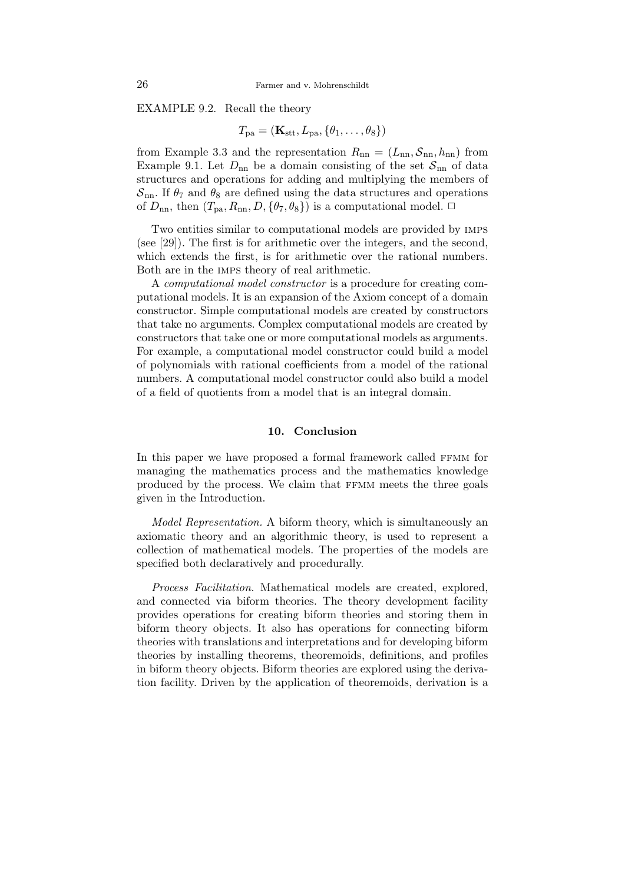EXAMPLE 9.2. Recall the theory

$$T_{\rm pa} = (\mathbf{K}_{\rm stt}, L_{\rm pa}, \{\theta_1, \ldots, \theta_8\})$$

from Example 3.3 and the representation $R_{\rm nn} = (L_{\rm nn}, \mathcal{S}_{\rm nn}, h_{\rm nn})$ from Example 9.1. Let $D_{\rm nn}$ be a domain consisting of the set $\mathcal{S}_{\rm nn}$ of data structures and operations for adding and multiplying the members of $\mathcal{S}_{\rm nn}$. If $\theta_7$ and $\theta_8$ are defined using the data structures and operations of $D_{\rm nn}$, then $(T_{\rm pa}, R_{\rm nn}, D, \{\theta_7, \theta_8\})$ is a computational model. $\Box$

Two entities similar to computational models are provided by IMPS (see [29]). The first is for arithmetic over the integers, and the second, which extends the first, is for arithmetic over the rational numbers. Both are in the IMPS theory of real arithmetic.

A *computational model constructor* is a procedure for creating computational models. It is an expansion of the Axiom concept of a domain constructor. Simple computational models are created by constructors that take no arguments. Complex computational models are created by constructors that take one or more computational models as arguments. For example, a computational model constructor could build a model of polynomials with rational coefficients from a model of the rational numbers. A computational model constructor could also build a model of a field of quotients from a model that is an integral domain.

## 10. Conclusion

In this paper we have proposed a formal framework called FFMM for managing the mathematics process and the mathematics knowledge produced by the process. We claim that FFMM meets the three goals given in the Introduction.

*Model Representation.* A biform theory, which is simultaneously an axiomatic theory and an algorithmic theory, is used to represent a collection of mathematical models. The properties of the models are specified both declaratively and procedurally.

*Process Facilitation.* Mathematical models are created, explored, and connected via biform theories. The theory development facility provides operations for creating biform theories and storing them in biform theory objects. It also has operations for connecting biform theories with translations and interpretations and for developing biform theories by installing theorems, theoremoids, definitions, and profiles in biform theory objects. Biform theories are explored using the derivation facility. Driven by the application of theoremoids, derivation is a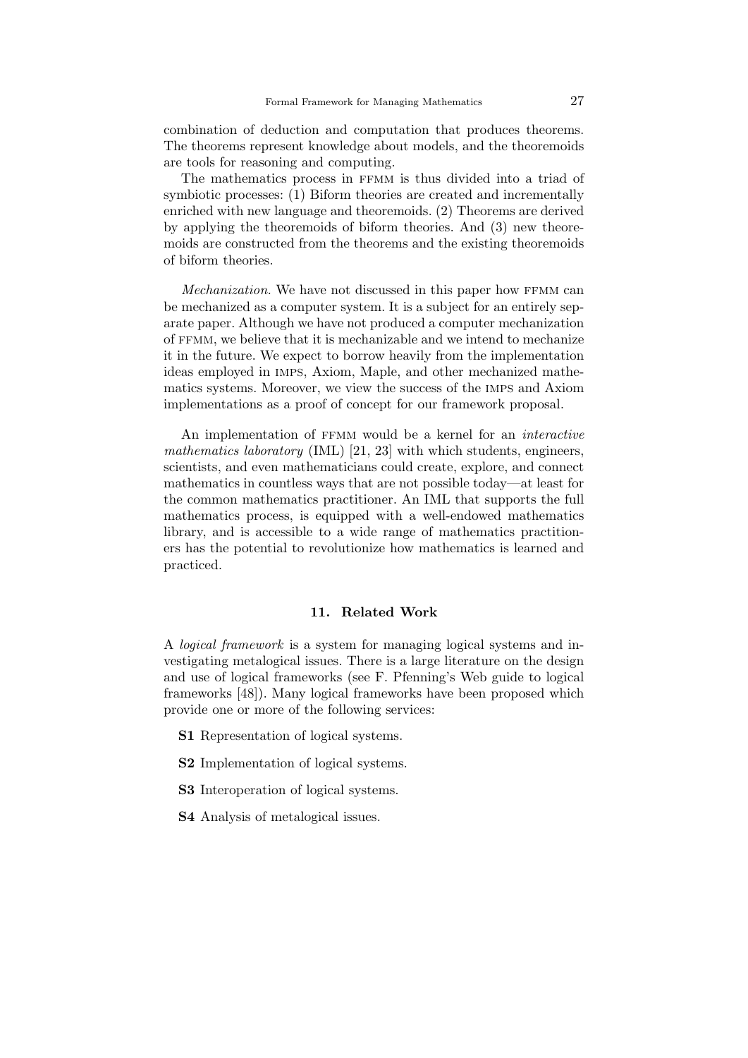combination of deduction and computation that produces theorems. The theorems represent knowledge about models, and the theoremoids are tools for reasoning and computing.

The mathematics process in FFMM is thus divided into a triad of symbiotic processes: (1) Biform theories are created and incrementally enriched with new language and theoremoids. (2) Theorems are derived by applying the theoremoids of biform theories. And (3) new theoremoids are constructed from the theorems and the existing theoremoids of biform theories.

*Mechanization.* We have not discussed in this paper how FFMM can be mechanized as a computer system. It is a subject for an entirely separate paper. Although we have not produced a computer mechanization of FFMM, we believe that it is mechanizable and we intend to mechanize it in the future. We expect to borrow heavily from the implementation ideas employed in IMPS, Axiom, Maple, and other mechanized mathematics systems. Moreover, we view the success of the IMPS and Axiom implementations as a proof of concept for our framework proposal.

An implementation of FFMM would be a kernel for an *interactive mathematics laboratory* (IML) [21, 23] with which students, engineers, scientists, and even mathematicians could create, explore, and connect mathematics in countless ways that are not possible today—at least for the common mathematics practitioner. An IML that supports the full mathematics process, is equipped with a well-endowed mathematics library, and is accessible to a wide range of mathematics practitioners has the potential to revolutionize how mathematics is learned and practiced.

## 11. Related Work

A *logical framework* is a system for managing logical systems and investigating metalogical issues. There is a large literature on the design and use of logical frameworks (see F. Pfenning's Web guide to logical frameworks [48]). Many logical frameworks have been proposed which provide one or more of the following services:

- **S1** Representation of logical systems.
- **S2** Implementation of logical systems.
- **S3** Interoperation of logical systems.
- **S4** Analysis of metalogical issues.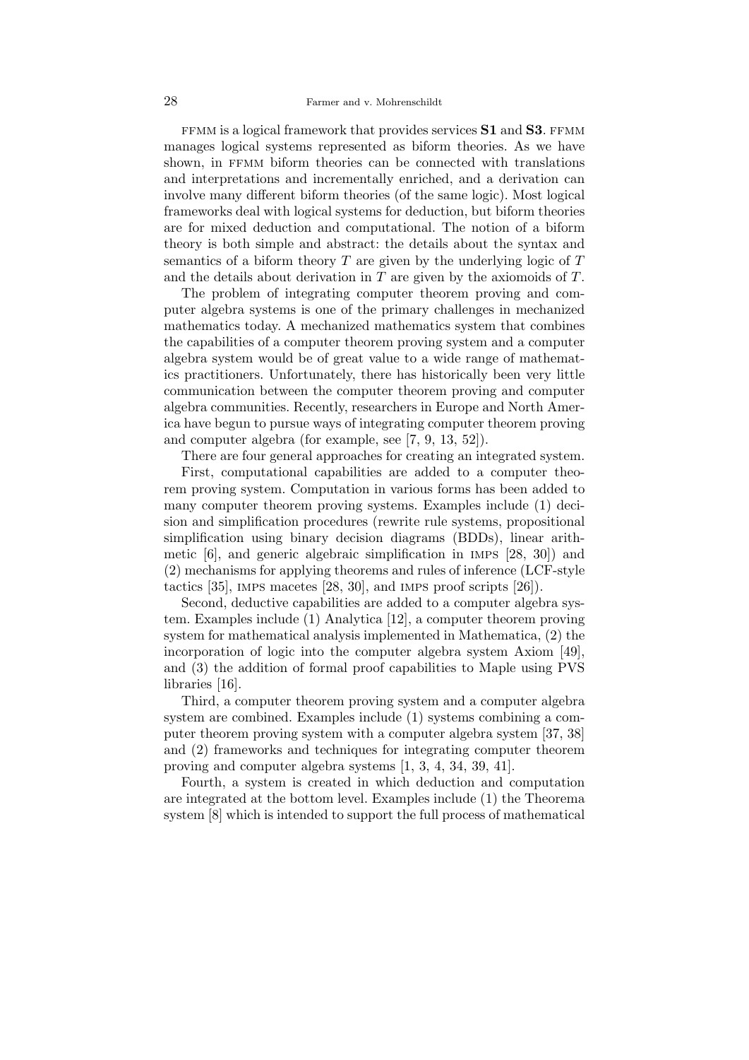FFMM is a logical framework that provides services **S1** and **S3**. FFMM manages logical systems represented as biform theories. As we have shown, in FFMM biform theories can be connected with translations and interpretations and incrementally enriched, and a derivation can involve many different biform theories (of the same logic). Most logical frameworks deal with logical systems for deduction, but biform theories are for mixed deduction and computational. The notion of a biform theory is both simple and abstract: the details about the syntax and semantics of a biform theory $T$ are given by the underlying logic of $T$ and the details about derivation in $T$ are given by the axiomoids of $T$.

The problem of integrating computer theorem proving and computer algebra systems is one of the primary challenges in mechanized mathematics today. A mechanized mathematics system that combines the capabilities of a computer theorem proving system and a computer algebra system would be of great value to a wide range of mathematics practitioners. Unfortunately, there has historically been very little communication between the computer theorem proving and computer algebra communities. Recently, researchers in Europe and North America have begun to pursue ways of integrating computer theorem proving and computer algebra (for example, see [7, 9, 13, 52]).

There are four general approaches for creating an integrated system.

First, computational capabilities are added to a computer theorem proving system. Computation in various forms has been added to many computer theorem proving systems. Examples include (1) decision and simplification procedures (rewrite rule systems, propositional simplification using binary decision diagrams (BDDs), linear arithmetic [6], and generic algebraic simplification in IMPS [28, 30]) and (2) mechanisms for applying theorems and rules of inference (LCF-style tactics [35], IMPS macetes [28, 30], and IMPS proof scripts [26]).

Second, deductive capabilities are added to a computer algebra system. Examples include (1) Analytica [12], a computer theorem proving system for mathematical analysis implemented in Mathematica, (2) the incorporation of logic into the computer algebra system Axiom [49], and (3) the addition of formal proof capabilities to Maple using PVS libraries [16].

Third, a computer theorem proving system and a computer algebra system are combined. Examples include (1) systems combining a computer theorem proving system with a computer algebra system [37, 38] and (2) frameworks and techniques for integrating computer theorem proving and computer algebra systems [1, 3, 4, 34, 39, 41].

Fourth, a system is created in which deduction and computation are integrated at the bottom level. Examples include (1) the Theorema system [8] which is intended to support the full process of mathematical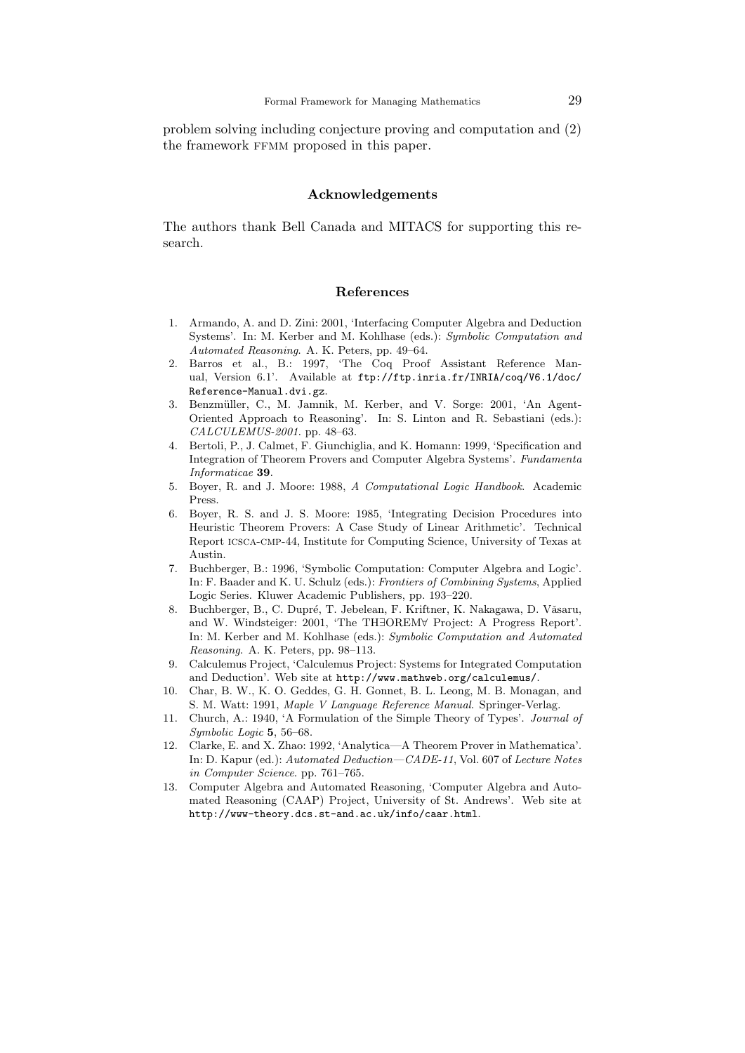problem solving including conjecture proving and computation and (2) the framework FFMM proposed in this paper.

## Acknowledgements

The authors thank Bell Canada and MITACS for supporting this research.

## References

1. Armando, A. and D. Zini: 2001, 'Interfacing Computer Algebra and Deduction Systems'. In: M. Kerber and M. Kohlhase (eds.): *Symbolic Computation and Automated Reasoning*. A. K. Peters, pp. 49–64.
2. Barros et al., B.: 1997, 'The Coq Proof Assistant Reference Manual, Version 6.1'. Available at `ftp://ftp.inria.fr/INRIA/coq/V6.1/doc/Reference-Manual.dvi.gz`.
3. Benzmüller, C., M. Jamnik, M. Kerber, and V. Sorge: 2001, 'An Agent-Oriented Approach to Reasoning'. In: S. Linton and R. Sebastiani (eds.): *CALCULEMUS-2001*. pp. 48–63.
4. Bertoli, P., J. Calmet, F. Giunchiglia, and K. Homann: 1999, 'Specification and Integration of Theorem Provers and Computer Algebra Systems'. *Fundamenta Informaticae* **39**.
5. Boyer, R. and J. Moore: 1988, *A Computational Logic Handbook*. Academic Press.
6. Boyer, R. S. and J. S. Moore: 1985, 'Integrating Decision Procedures into Heuristic Theorem Provers: A Case Study of Linear Arithmetic'. Technical Report ICSCA-CMP-44, Institute for Computing Science, University of Texas at Austin.
7. Buchberger, B.: 1996, 'Symbolic Computation: Computer Algebra and Logic'. In: F. Baader and K. U. Schulz (eds.): *Frontiers of Combining Systems*, Applied Logic Series. Kluwer Academic Publishers, pp. 193–220.
8. Buchberger, B., C. Dupré, T. Jebelean, F. Kriftner, K. Nakagawa, D. Văsaru, and W. Windsteiger: 2001, 'The TH∃OREM∀ Project: A Progress Report'. In: M. Kerber and M. Kohlhase (eds.): *Symbolic Computation and Automated Reasoning*. A. K. Peters, pp. 98–113.
9. Calculemus Project, 'Calculemus Project: Systems for Integrated Computation and Deduction'. Web site at `http://www.mathweb.org/calculemus/`.
10. Char, B. W., K. O. Geddes, G. H. Gonnet, B. L. Leong, M. B. Monagan, and S. M. Watt: 1991, *Maple V Language Reference Manual*. Springer-Verlag.
11. Church, A.: 1940, 'A Formulation of the Simple Theory of Types'. *Journal of Symbolic Logic* **5**, 56–68.
12. Clarke, E. and X. Zhao: 1992, 'Analytica—A Theorem Prover in Mathematica'. In: D. Kapur (ed.): *Automated Deduction—CADE-11*, Vol. 607 of *Lecture Notes in Computer Science*. pp. 761–765.
13. Computer Algebra and Automated Reasoning, 'Computer Algebra and Automated Reasoning (CAAP) Project, University of St. Andrews'. Web site at `http://www-theory.dcs.st-and.ac.uk/info/caar.html`.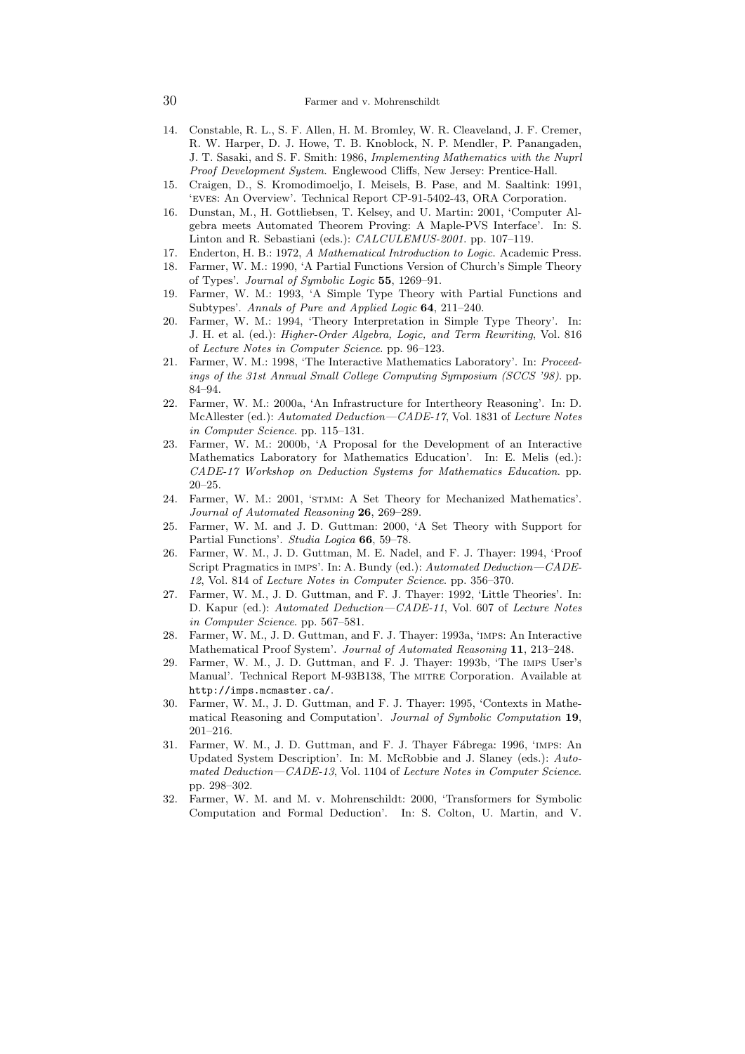14. Constable, R. L., S. F. Allen, H. M. Bromley, W. R. Cleaveland, J. F. Cremer, R. W. Harper, D. J. Howe, T. B. Knoblock, N. P. Mendler, P. Panangaden, J. T. Sasaki, and S. F. Smith: 1986, *Implementing Mathematics with the Nuprl Proof Development System*. Englewood Cliffs, New Jersey: Prentice-Hall.
15. Craigen, D., S. Kromodimoeljo, I. Meisels, B. Pase, and M. Saaltink: 1991, 'EVES: An Overview'. Technical Report CP-91-5402-43, ORA Corporation.
16. Dunstan, M., H. Gottliebsen, T. Kelsey, and U. Martin: 2001, 'Computer Algebra meets Automated Theorem Proving: A Maple-PVS Interface'. In: S. Linton and R. Sebastiani (eds.): *CALCULEMUS-2001*. pp. 107–119.
17. Enderton, H. B.: 1972, *A Mathematical Introduction to Logic*. Academic Press.
18. Farmer, W. M.: 1990, 'A Partial Functions Version of Church's Simple Theory of Types'. *Journal of Symbolic Logic* **55**, 1269–91.
19. Farmer, W. M.: 1993, 'A Simple Type Theory with Partial Functions and Subtypes'. *Annals of Pure and Applied Logic* **64**, 211–240.
20. Farmer, W. M.: 1994, 'Theory Interpretation in Simple Type Theory'. In: J. H. et al. (ed.): *Higher-Order Algebra, Logic, and Term Rewriting*, Vol. 816 of *Lecture Notes in Computer Science*. pp. 96–123.
21. Farmer, W. M.: 1998, 'The Interactive Mathematics Laboratory'. In: *Proceedings of the 31st Annual Small College Computing Symposium (SCCS '98)*. pp. 84–94.
22. Farmer, W. M.: 2000a, 'An Infrastructure for Intertheory Reasoning'. In: D. McAllester (ed.): *Automated Deduction—CADE-17*, Vol. 1831 of *Lecture Notes in Computer Science*. pp. 115–131.
23. Farmer, W. M.: 2000b, 'A Proposal for the Development of an Interactive Mathematics Laboratory for Mathematics Education'. In: E. Melis (ed.): *CADE-17 Workshop on Deduction Systems for Mathematics Education*. pp. 20–25.
24. Farmer, W. M.: 2001, 'STMM: A Set Theory for Mechanized Mathematics'. *Journal of Automated Reasoning* **26**, 269–289.
25. Farmer, W. M. and J. D. Guttman: 2000, 'A Set Theory with Support for Partial Functions'. *Studia Logica* **66**, 59–78.
26. Farmer, W. M., J. D. Guttman, M. E. Nadel, and F. J. Thayer: 1994, 'Proof Script Pragmatics in IMPS'. In: A. Bundy (ed.): *Automated Deduction—CADE-12*, Vol. 814 of *Lecture Notes in Computer Science*. pp. 356–370.
27. Farmer, W. M., J. D. Guttman, and F. J. Thayer: 1992, 'Little Theories'. In: D. Kapur (ed.): *Automated Deduction—CADE-11*, Vol. 607 of *Lecture Notes in Computer Science*. pp. 567–581.
28. Farmer, W. M., J. D. Guttman, and F. J. Thayer: 1993a, 'IMPS: An Interactive Mathematical Proof System'. *Journal of Automated Reasoning* **11**, 213–248.
29. Farmer, W. M., J. D. Guttman, and F. J. Thayer: 1993b, 'The IMPS User's Manual'. Technical Report M-93B138, The MITRE Corporation. Available at `http://imps.mcmaster.ca/`.
30. Farmer, W. M., J. D. Guttman, and F. J. Thayer: 1995, 'Contexts in Mathematical Reasoning and Computation'. *Journal of Symbolic Computation* **19**, 201–216.
31. Farmer, W. M., J. D. Guttman, and F. J. Thayer Fábrega: 1996, 'IMPS: An Updated System Description'. In: M. McRobbie and J. Slaney (eds.): *Automated Deduction—CADE-13*, Vol. 1104 of *Lecture Notes in Computer Science*. pp. 298–302.
32. Farmer, W. M. and M. v. Mohrenschildt: 2000, 'Transformers for Symbolic Computation and Formal Deduction'. In: S. Colton, U. Martin, and V.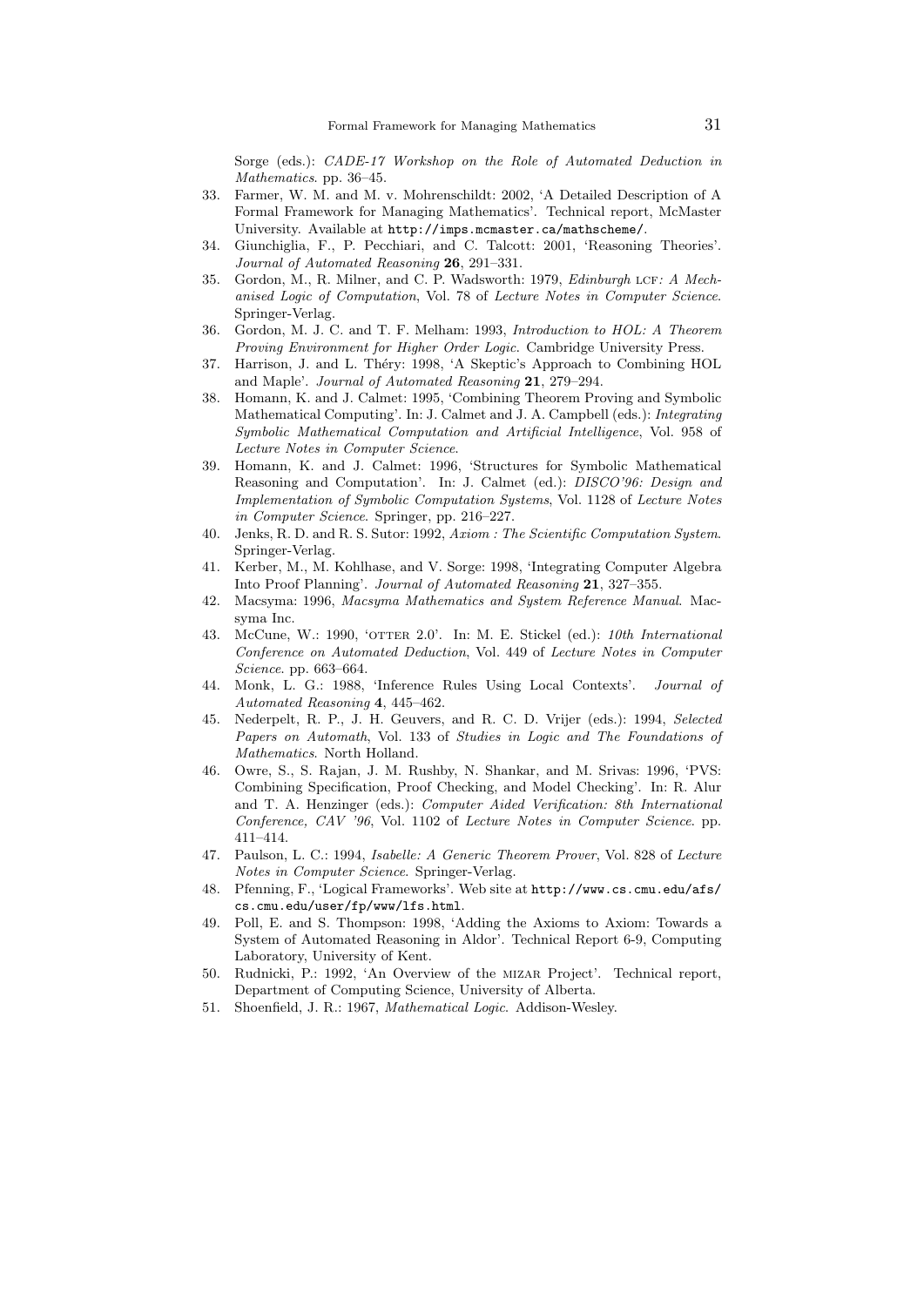Sorge (eds.): *CADE-17 Workshop on the Role of Automated Deduction in Mathematics*. pp. 36–45.

33. Farmer, W. M. and M. v. Mohrenschildt: 2002, 'A Detailed Description of A Formal Framework for Managing Mathematics'. Technical report, McMaster University. Available at `http://imps.mcmaster.ca/mathscheme/`.
34. Giunchiglia, F., P. Pecchiari, and C. Talcott: 2001, 'Reasoning Theories'. *Journal of Automated Reasoning* **26**, 291–331.
35. Gordon, M., R. Milner, and C. P. Wadsworth: 1979, *Edinburgh* LCF*: A Mechanised Logic of Computation*, Vol. 78 of *Lecture Notes in Computer Science*. Springer-Verlag.
36. Gordon, M. J. C. and T. F. Melham: 1993, *Introduction to HOL: A Theorem Proving Environment for Higher Order Logic*. Cambridge University Press.
37. Harrison, J. and L. Théry: 1998, 'A Skeptic's Approach to Combining HOL and Maple'. *Journal of Automated Reasoning* **21**, 279–294.
38. Homann, K. and J. Calmet: 1995, 'Combining Theorem Proving and Symbolic Mathematical Computing'. In: J. Calmet and J. A. Campbell (eds.): *Integrating Symbolic Mathematical Computation and Artificial Intelligence*, Vol. 958 of *Lecture Notes in Computer Science*.
39. Homann, K. and J. Calmet: 1996, 'Structures for Symbolic Mathematical Reasoning and Computation'. In: J. Calmet (ed.): *DISCO'96: Design and Implementation of Symbolic Computation Systems*, Vol. 1128 of *Lecture Notes in Computer Science*. Springer, pp. 216–227.
40. Jenks, R. D. and R. S. Sutor: 1992, *Axiom : The Scientific Computation System*. Springer-Verlag.
41. Kerber, M., M. Kohlhase, and V. Sorge: 1998, 'Integrating Computer Algebra Into Proof Planning'. *Journal of Automated Reasoning* **21**, 327–355.
42. Macsyma: 1996, *Macsyma Mathematics and System Reference Manual*. Macsyma Inc.
43. McCune, W.: 1990, 'OTTER 2.0'. In: M. E. Stickel (ed.): *10th International Conference on Automated Deduction*, Vol. 449 of *Lecture Notes in Computer Science*. pp. 663–664.
44. Monk, L. G.: 1988, 'Inference Rules Using Local Contexts'. *Journal of Automated Reasoning* **4**, 445–462.
45. Nederpelt, R. P., J. H. Geuvers, and R. C. D. Vrijer (eds.): 1994, *Selected Papers on Automath*, Vol. 133 of *Studies in Logic and The Foundations of Mathematics*. North Holland.
46. Owre, S., S. Rajan, J. M. Rushby, N. Shankar, and M. Srivas: 1996, 'PVS: Combining Specification, Proof Checking, and Model Checking'. In: R. Alur and T. A. Henzinger (eds.): *Computer Aided Verification: 8th International Conference, CAV '96*, Vol. 1102 of *Lecture Notes in Computer Science*. pp. 411–414.
47. Paulson, L. C.: 1994, *Isabelle: A Generic Theorem Prover*, Vol. 828 of *Lecture Notes in Computer Science*. Springer-Verlag.
48. Pfenning, F., 'Logical Frameworks'. Web site at `http://www.cs.cmu.edu/afs/cs.cmu.edu/user/fp/www/lfs.html`.
49. Poll, E. and S. Thompson: 1998, 'Adding the Axioms to Axiom: Towards a System of Automated Reasoning in Aldor'. Technical Report 6-9, Computing Laboratory, University of Kent.
50. Rudnicki, P.: 1992, 'An Overview of the MIZAR Project'. Technical report, Department of Computing Science, University of Alberta.
51. Shoenfield, J. R.: 1967, *Mathematical Logic*. Addison-Wesley.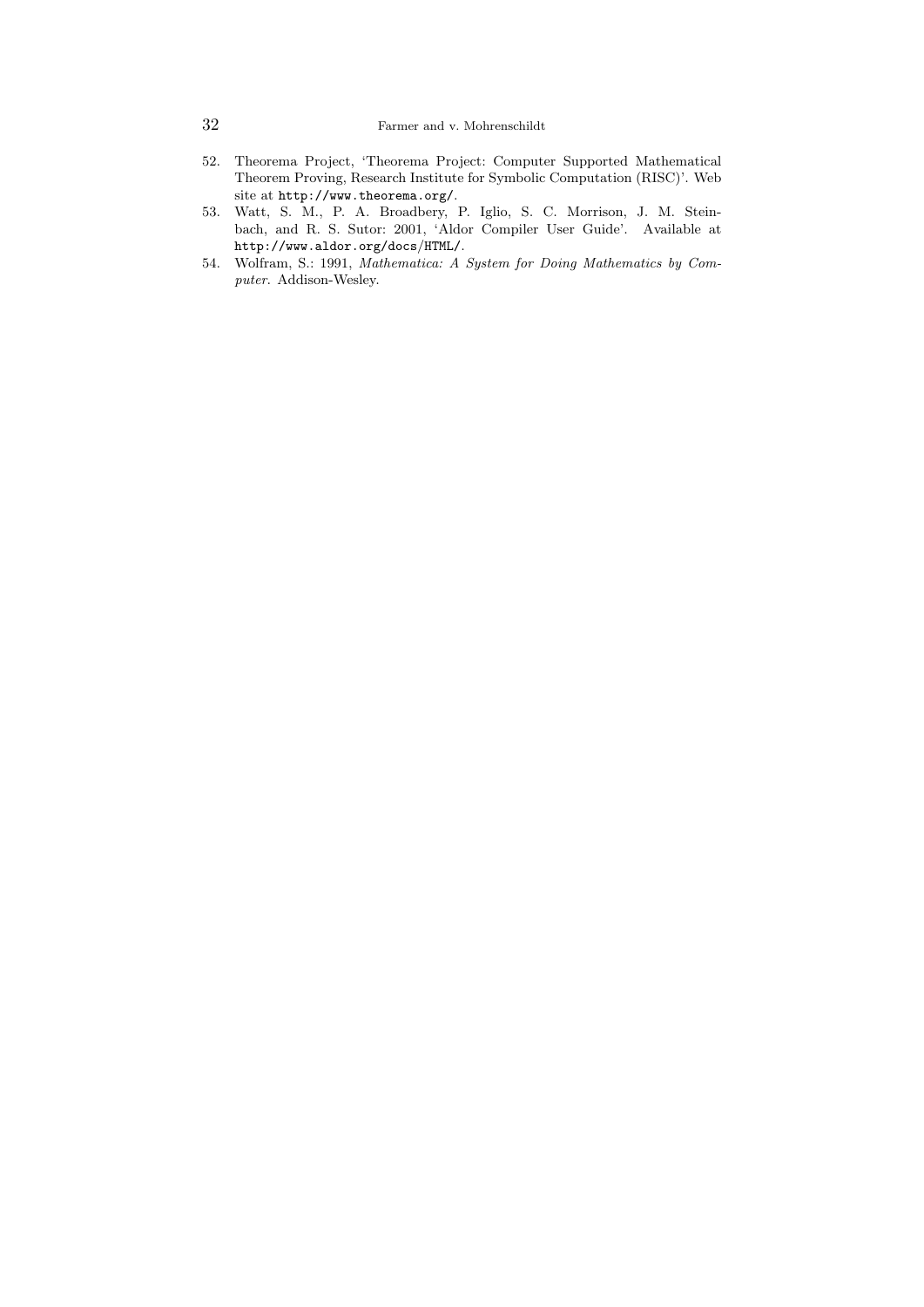52. Theorema Project, 'Theorema Project: Computer Supported Mathematical Theorem Proving, Research Institute for Symbolic Computation (RISC)'. Web site at `http://www.theorema.org/`.
53. Watt, S. M., P. A. Broadbery, P. Iglio, S. C. Morrison, J. M. Steinbach, and R. S. Sutor: 2001, 'Aldor Compiler User Guide'. Available at `http://www.aldor.org/docs/HTML/`.
54. Wolfram, S.: 1991, *Mathematica: A System for Doing Mathematics by Computer*. Addison-Wesley.